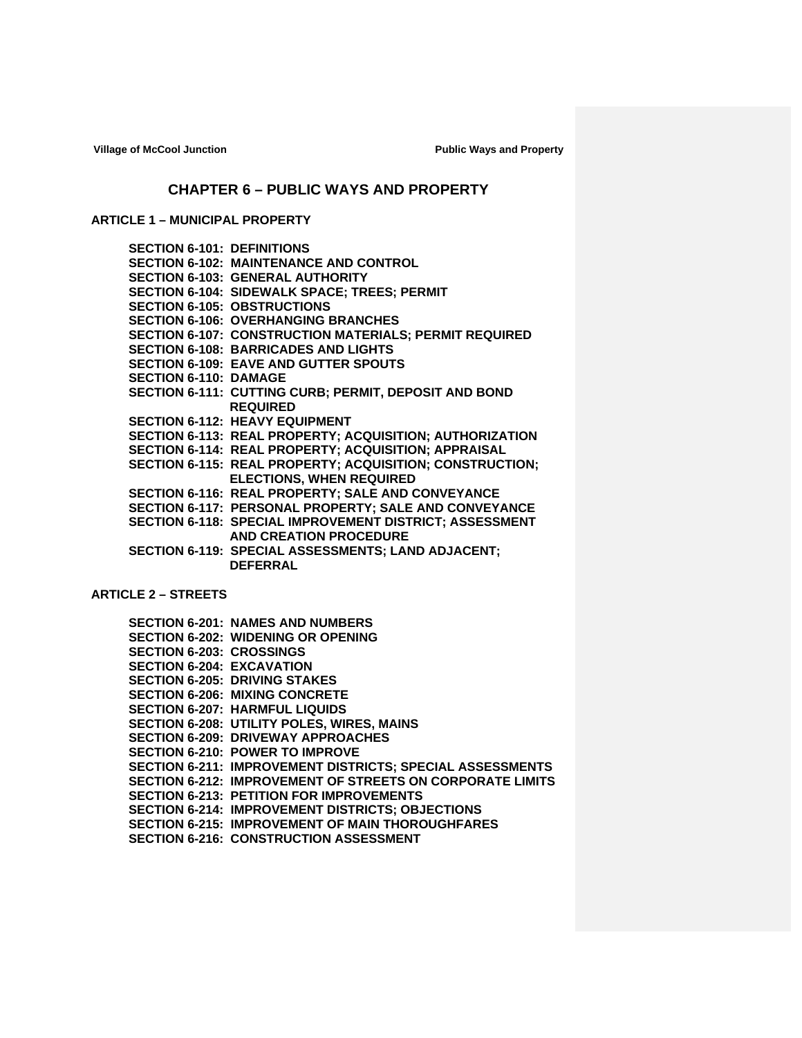# CHAPTER 6 – PUBLIC WAYS AND PROPERTY

## ARTICLE 1 – MUNICIPAL PROPERTY

**SECTION 6-101: DEFINITIONS**
**SECTION 6-102: MAINTENANCE AND CONTROL**
**SECTION 6-103: GENERAL AUTHORITY**
**SECTION 6-104: SIDEWALK SPACE; TREES; PERMIT**
**SECTION 6-105: OBSTRUCTIONS**
**SECTION 6-106: OVERHANGING BRANCHES**
**SECTION 6-107: CONSTRUCTION MATERIALS; PERMIT REQUIRED**
**SECTION 6-108: BARRICADES AND LIGHTS**
**SECTION 6-109: EAVE AND GUTTER SPOUTS**
**SECTION 6-110: DAMAGE**
**SECTION 6-111: CUTTING CURB; PERMIT, DEPOSIT AND BOND REQUIRED**
**SECTION 6-112: HEAVY EQUIPMENT**
**SECTION 6-113: REAL PROPERTY; ACQUISITION; AUTHORIZATION**
**SECTION 6-114: REAL PROPERTY; ACQUISITION; APPRAISAL**
**SECTION 6-115: REAL PROPERTY; ACQUISITION; CONSTRUCTION; ELECTIONS, WHEN REQUIRED**
**SECTION 6-116: REAL PROPERTY; SALE AND CONVEYANCE**
**SECTION 6-117: PERSONAL PROPERTY; SALE AND CONVEYANCE**
**SECTION 6-118: SPECIAL IMPROVEMENT DISTRICT; ASSESSMENT AND CREATION PROCEDURE**
**SECTION 6-119: SPECIAL ASSESSMENTS; LAND ADJACENT; DEFERRAL**

## ARTICLE 2 – STREETS

**SECTION 6-201: NAMES AND NUMBERS**
**SECTION 6-202: WIDENING OR OPENING**
**SECTION 6-203: CROSSINGS**
**SECTION 6-204: EXCAVATION**
**SECTION 6-205: DRIVING STAKES**
**SECTION 6-206: MIXING CONCRETE**
**SECTION 6-207: HARMFUL LIQUIDS**
**SECTION 6-208: UTILITY POLES, WIRES, MAINS**
**SECTION 6-209: DRIVEWAY APPROACHES**
**SECTION 6-210: POWER TO IMPROVE**
**SECTION 6-211: IMPROVEMENT DISTRICTS; SPECIAL ASSESSMENTS**
**SECTION 6-212: IMPROVEMENT OF STREETS ON CORPORATE LIMITS**
**SECTION 6-213: PETITION FOR IMPROVEMENTS**
**SECTION 6-214: IMPROVEMENT DISTRICTS; OBJECTIONS**
**SECTION 6-215: IMPROVEMENT OF MAIN THOROUGHFARES**
**SECTION 6-216: CONSTRUCTION ASSESSMENT**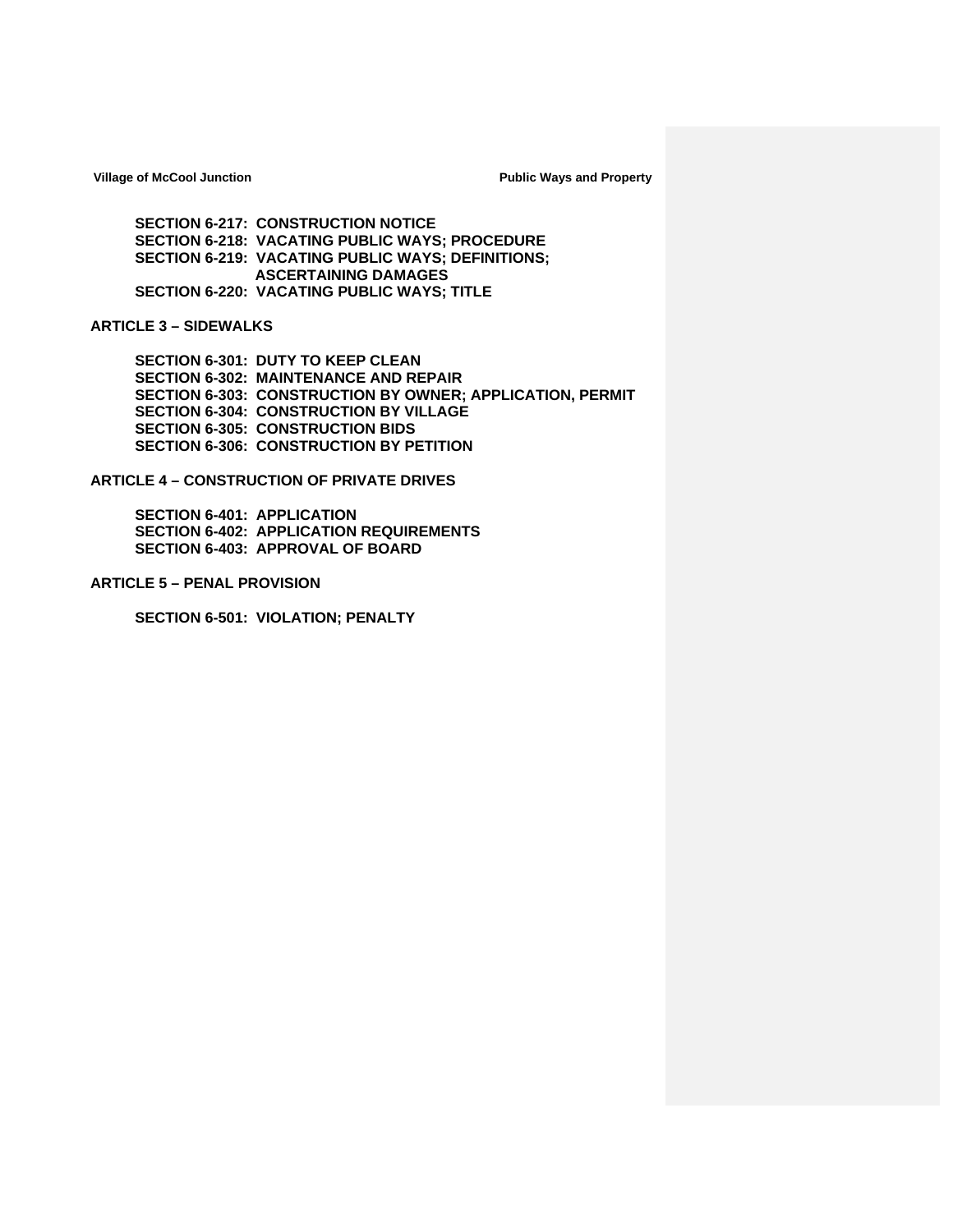**SECTION 6-217: CONSTRUCTION NOTICE**
**SECTION 6-218: VACATING PUBLIC WAYS; PROCEDURE**
**SECTION 6-219: VACATING PUBLIC WAYS; DEFINITIONS; ASCERTAINING DAMAGES**
**SECTION 6-220: VACATING PUBLIC WAYS; TITLE**

**ARTICLE 3 – SIDEWALKS**

**SECTION 6-301: DUTY TO KEEP CLEAN**
**SECTION 6-302: MAINTENANCE AND REPAIR**
**SECTION 6-303: CONSTRUCTION BY OWNER; APPLICATION, PERMIT**
**SECTION 6-304: CONSTRUCTION BY VILLAGE**
**SECTION 6-305: CONSTRUCTION BIDS**
**SECTION 6-306: CONSTRUCTION BY PETITION**

**ARTICLE 4 – CONSTRUCTION OF PRIVATE DRIVES**

**SECTION 6-401: APPLICATION**
**SECTION 6-402: APPLICATION REQUIREMENTS**
**SECTION 6-403: APPROVAL OF BOARD**

**ARTICLE 5 – PENAL PROVISION**

**SECTION 6-501: VIOLATION; PENALTY**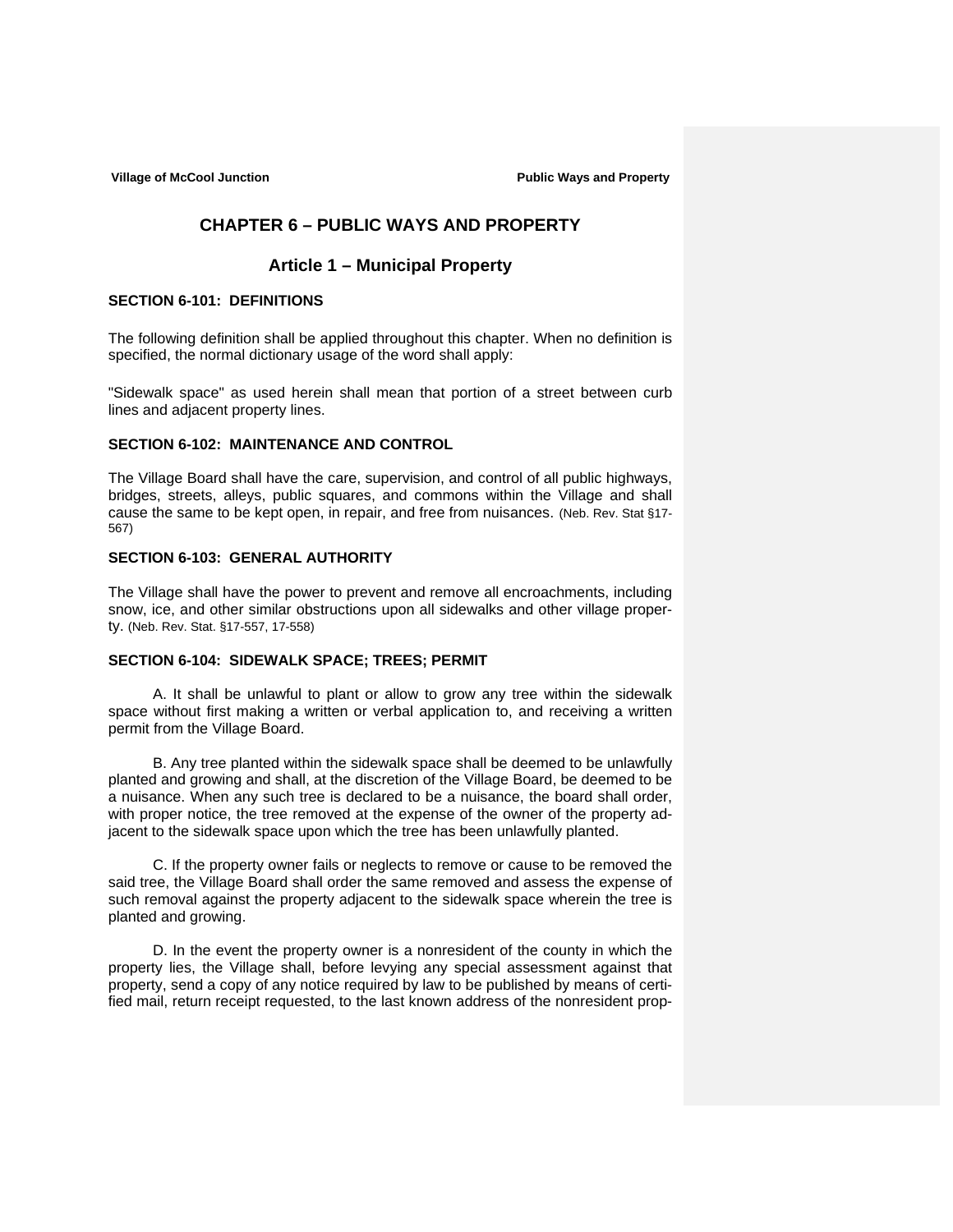# CHAPTER 6 – PUBLIC WAYS AND PROPERTY

## Article 1 – Municipal Property

### SECTION 6-101: DEFINITIONS

The following definition shall be applied throughout this chapter. When no definition is specified, the normal dictionary usage of the word shall apply:

"Sidewalk space" as used herein shall mean that portion of a street between curb lines and adjacent property lines.

### SECTION 6-102: MAINTENANCE AND CONTROL

The Village Board shall have the care, supervision, and control of all public highways, bridges, streets, alleys, public squares, and commons within the Village and shall cause the same to be kept open, in repair, and free from nuisances. (Neb. Rev. Stat §17-567)

### SECTION 6-103: GENERAL AUTHORITY

The Village shall have the power to prevent and remove all encroachments, including snow, ice, and other similar obstructions upon all sidewalks and other village property. (Neb. Rev. Stat. §17-557, 17-558)

### SECTION 6-104: SIDEWALK SPACE; TREES; PERMIT

A. It shall be unlawful to plant or allow to grow any tree within the sidewalk space without first making a written or verbal application to, and receiving a written permit from the Village Board.

B. Any tree planted within the sidewalk space shall be deemed to be unlawfully planted and growing and shall, at the discretion of the Village Board, be deemed to be a nuisance. When any such tree is declared to be a nuisance, the board shall order, with proper notice, the tree removed at the expense of the owner of the property adjacent to the sidewalk space upon which the tree has been unlawfully planted.

C. If the property owner fails or neglects to remove or cause to be removed the said tree, the Village Board shall order the same removed and assess the expense of such removal against the property adjacent to the sidewalk space wherein the tree is planted and growing.

D. In the event the property owner is a nonresident of the county in which the property lies, the Village shall, before levying any special assessment against that property, send a copy of any notice required by law to be published by means of certified mail, return receipt requested, to the last known address of the nonresident prop-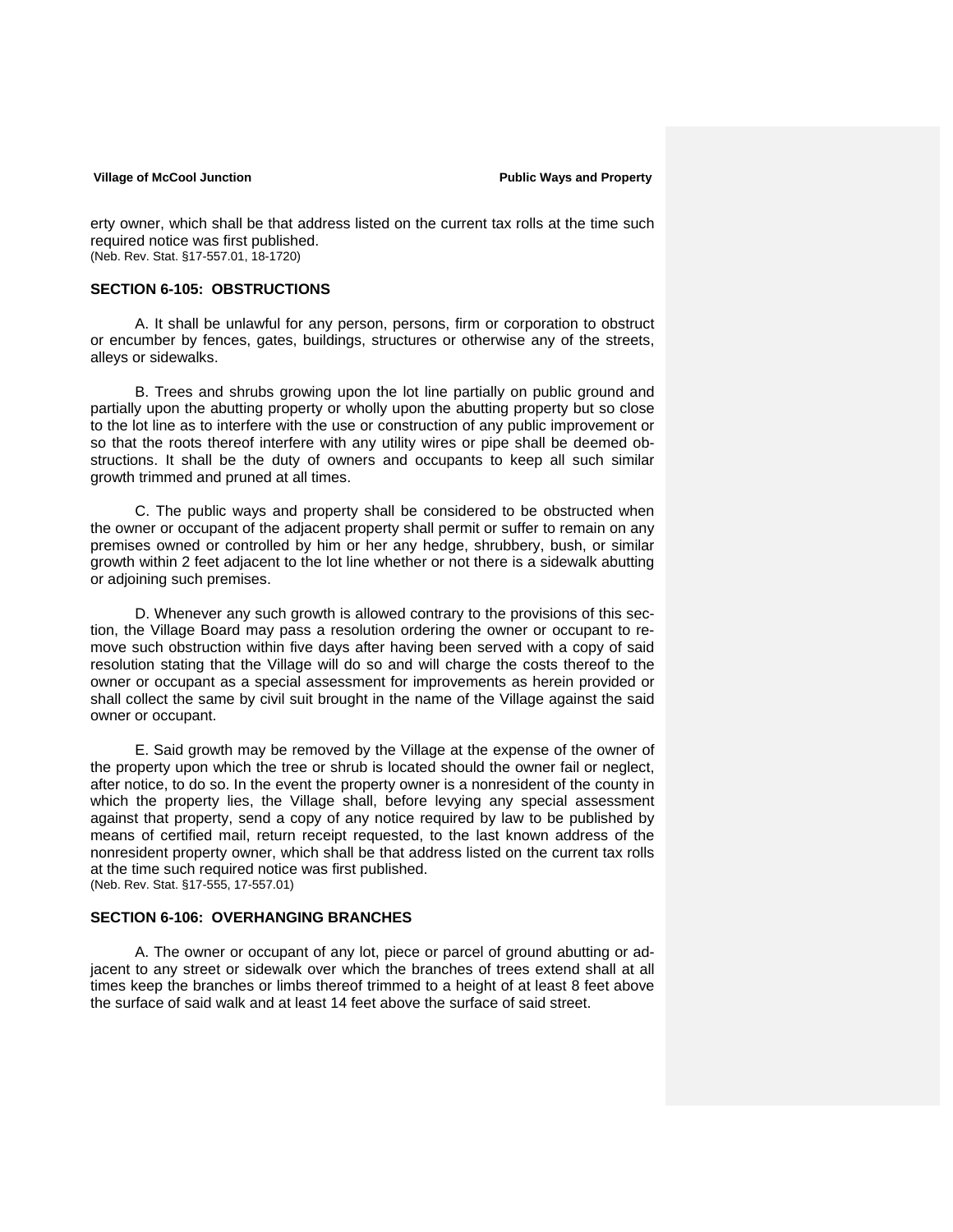erty owner, which shall be that address listed on the current tax rolls at the time such required notice was first published.
(Neb. Rev. Stat. §17-557.01, 18-1720)

## SECTION 6-105: OBSTRUCTIONS

A. It shall be unlawful for any person, persons, firm or corporation to obstruct or encumber by fences, gates, buildings, structures or otherwise any of the streets, alleys or sidewalks.

B. Trees and shrubs growing upon the lot line partially on public ground and partially upon the abutting property or wholly upon the abutting property but so close to the lot line as to interfere with the use or construction of any public improvement or so that the roots thereof interfere with any utility wires or pipe shall be deemed obstructions. It shall be the duty of owners and occupants to keep all such similar growth trimmed and pruned at all times.

C. The public ways and property shall be considered to be obstructed when the owner or occupant of the adjacent property shall permit or suffer to remain on any premises owned or controlled by him or her any hedge, shrubbery, bush, or similar growth within 2 feet adjacent to the lot line whether or not there is a sidewalk abutting or adjoining such premises.

D. Whenever any such growth is allowed contrary to the provisions of this section, the Village Board may pass a resolution ordering the owner or occupant to remove such obstruction within five days after having been served with a copy of said resolution stating that the Village will do so and will charge the costs thereof to the owner or occupant as a special assessment for improvements as herein provided or shall collect the same by civil suit brought in the name of the Village against the said owner or occupant.

E. Said growth may be removed by the Village at the expense of the owner of the property upon which the tree or shrub is located should the owner fail or neglect, after notice, to do so. In the event the property owner is a nonresident of the county in which the property lies, the Village shall, before levying any special assessment against that property, send a copy of any notice required by law to be published by means of certified mail, return receipt requested, to the last known address of the nonresident property owner, which shall be that address listed on the current tax rolls at the time such required notice was first published.
(Neb. Rev. Stat. §17-555, 17-557.01)

## SECTION 6-106: OVERHANGING BRANCHES

A. The owner or occupant of any lot, piece or parcel of ground abutting or adjacent to any street or sidewalk over which the branches of trees extend shall at all times keep the branches or limbs thereof trimmed to a height of at least 8 feet above the surface of said walk and at least 14 feet above the surface of said street.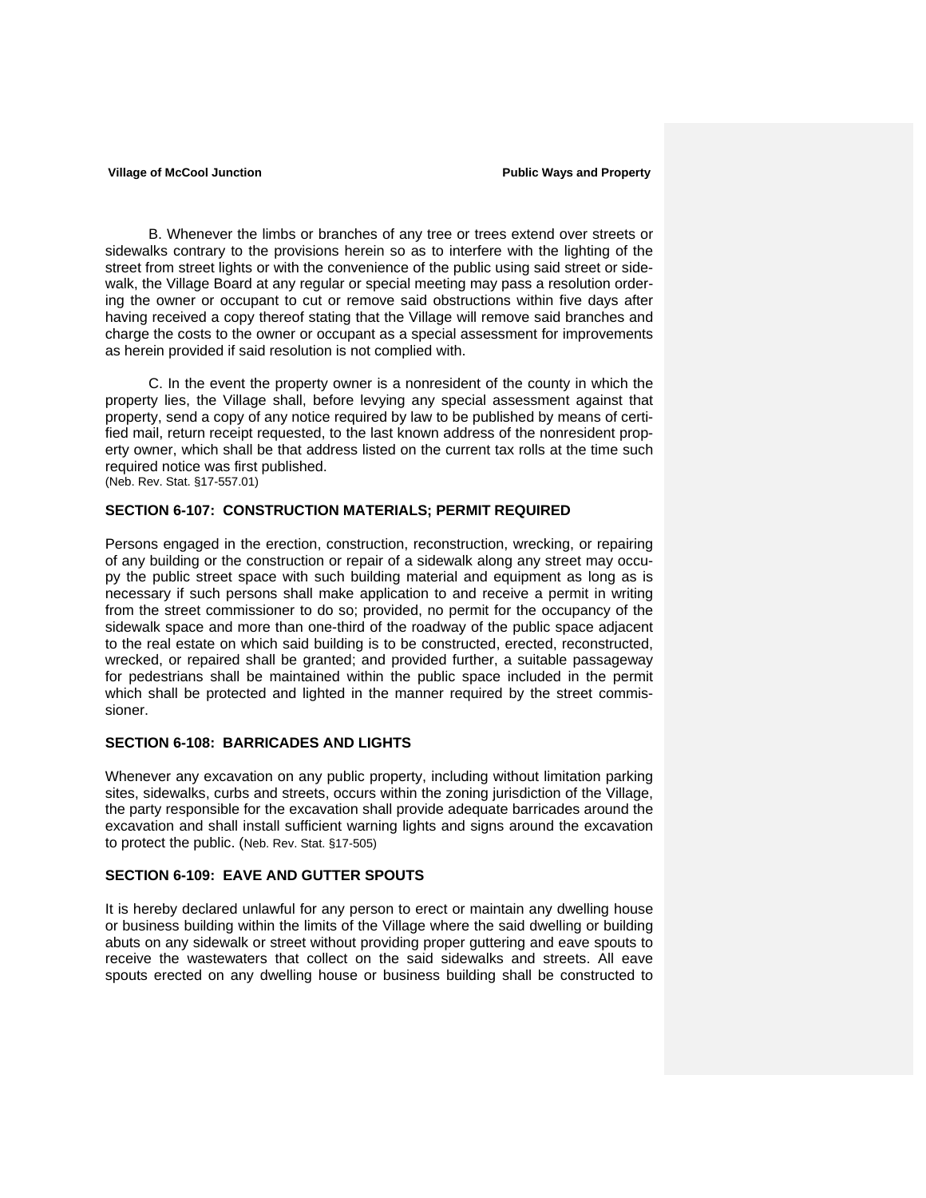B. Whenever the limbs or branches of any tree or trees extend over streets or sidewalks contrary to the provisions herein so as to interfere with the lighting of the street from street lights or with the convenience of the public using said street or sidewalk, the Village Board at any regular or special meeting may pass a resolution ordering the owner or occupant to cut or remove said obstructions within five days after having received a copy thereof stating that the Village will remove said branches and charge the costs to the owner or occupant as a special assessment for improvements as herein provided if said resolution is not complied with.

C. In the event the property owner is a nonresident of the county in which the property lies, the Village shall, before levying any special assessment against that property, send a copy of any notice required by law to be published by means of certified mail, return receipt requested, to the last known address of the nonresident property owner, which shall be that address listed on the current tax rolls at the time such required notice was first published.
(Neb. Rev. Stat. §17-557.01)

**SECTION 6-107: CONSTRUCTION MATERIALS; PERMIT REQUIRED**

Persons engaged in the erection, construction, reconstruction, wrecking, or repairing of any building or the construction or repair of a sidewalk along any street may occupy the public street space with such building material and equipment as long as is necessary if such persons shall make application to and receive a permit in writing from the street commissioner to do so; provided, no permit for the occupancy of the sidewalk space and more than one-third of the roadway of the public space adjacent to the real estate on which said building is to be constructed, erected, reconstructed, wrecked, or repaired shall be granted; and provided further, a suitable passageway for pedestrians shall be maintained within the public space included in the permit which shall be protected and lighted in the manner required by the street commissioner.

**SECTION 6-108: BARRICADES AND LIGHTS**

Whenever any excavation on any public property, including without limitation parking sites, sidewalks, curbs and streets, occurs within the zoning jurisdiction of the Village, the party responsible for the excavation shall provide adequate barricades around the excavation and shall install sufficient warning lights and signs around the excavation to protect the public. (Neb. Rev. Stat. §17-505)

**SECTION 6-109: EAVE AND GUTTER SPOUTS**

It is hereby declared unlawful for any person to erect or maintain any dwelling house or business building within the limits of the Village where the said dwelling or building abuts on any sidewalk or street without providing proper guttering and eave spouts to receive the wastewaters that collect on the said sidewalks and streets. All eave spouts erected on any dwelling house or business building shall be constructed to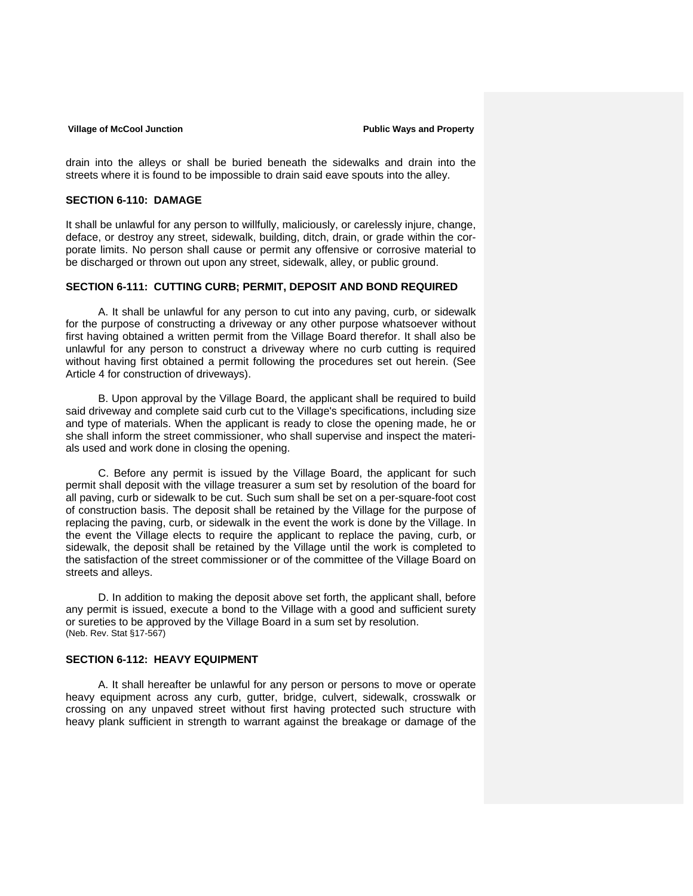drain into the alleys or shall be buried beneath the sidewalks and drain into the streets where it is found to be impossible to drain said eave spouts into the alley.

### SECTION 6-110: DAMAGE

It shall be unlawful for any person to willfully, maliciously, or carelessly injure, change, deface, or destroy any street, sidewalk, building, ditch, drain, or grade within the corporate limits. No person shall cause or permit any offensive or corrosive material to be discharged or thrown out upon any street, sidewalk, alley, or public ground.

### SECTION 6-111: CUTTING CURB; PERMIT, DEPOSIT AND BOND REQUIRED

A. It shall be unlawful for any person to cut into any paving, curb, or sidewalk for the purpose of constructing a driveway or any other purpose whatsoever without first having obtained a written permit from the Village Board therefor. It shall also be unlawful for any person to construct a driveway where no curb cutting is required without having first obtained a permit following the procedures set out herein. (See Article 4 for construction of driveways).

B. Upon approval by the Village Board, the applicant shall be required to build said driveway and complete said curb cut to the Village's specifications, including size and type of materials. When the applicant is ready to close the opening made, he or she shall inform the street commissioner, who shall supervise and inspect the materials used and work done in closing the opening.

C. Before any permit is issued by the Village Board, the applicant for such permit shall deposit with the village treasurer a sum set by resolution of the board for all paving, curb or sidewalk to be cut. Such sum shall be set on a per-square-foot cost of construction basis. The deposit shall be retained by the Village for the purpose of replacing the paving, curb, or sidewalk in the event the work is done by the Village. In the event the Village elects to require the applicant to replace the paving, curb, or sidewalk, the deposit shall be retained by the Village until the work is completed to the satisfaction of the street commissioner or of the committee of the Village Board on streets and alleys.

D. In addition to making the deposit above set forth, the applicant shall, before any permit is issued, execute a bond to the Village with a good and sufficient surety or sureties to be approved by the Village Board in a sum set by resolution.
(Neb. Rev. Stat §17-567)

### SECTION 6-112: HEAVY EQUIPMENT

A. It shall hereafter be unlawful for any person or persons to move or operate heavy equipment across any curb, gutter, bridge, culvert, sidewalk, crosswalk or crossing on any unpaved street without first having protected such structure with heavy plank sufficient in strength to warrant against the breakage or damage of the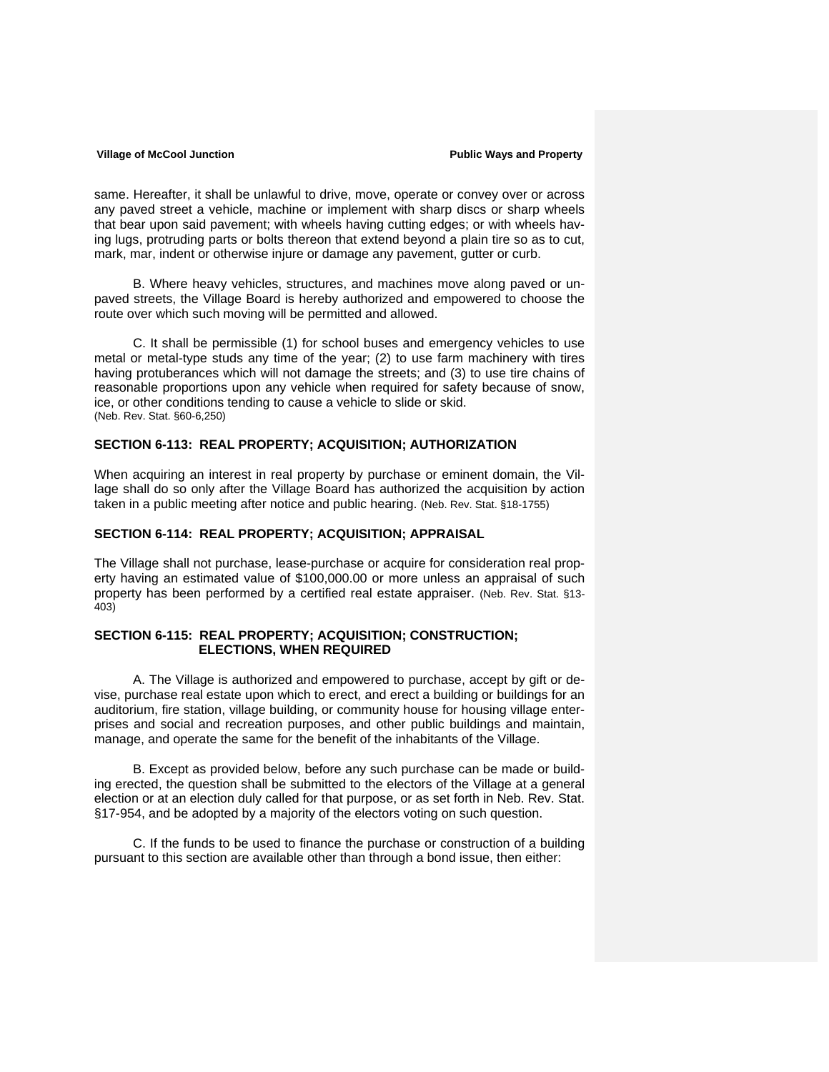same. Hereafter, it shall be unlawful to drive, move, operate or convey over or across any paved street a vehicle, machine or implement with sharp discs or sharp wheels that bear upon said pavement; with wheels having cutting edges; or with wheels having lugs, protruding parts or bolts thereon that extend beyond a plain tire so as to cut, mark, mar, indent or otherwise injure or damage any pavement, gutter or curb.

B. Where heavy vehicles, structures, and machines move along paved or unpaved streets, the Village Board is hereby authorized and empowered to choose the route over which such moving will be permitted and allowed.

C. It shall be permissible (1) for school buses and emergency vehicles to use metal or metal-type studs any time of the year; (2) to use farm machinery with tires having protuberances which will not damage the streets; and (3) to use tire chains of reasonable proportions upon any vehicle when required for safety because of snow, ice, or other conditions tending to cause a vehicle to slide or skid.
(Neb. Rev. Stat. §60-6,250)

**SECTION 6-113: REAL PROPERTY; ACQUISITION; AUTHORIZATION**

When acquiring an interest in real property by purchase or eminent domain, the Village shall do so only after the Village Board has authorized the acquisition by action taken in a public meeting after notice and public hearing. (Neb. Rev. Stat. §18-1755)

**SECTION 6-114: REAL PROPERTY; ACQUISITION; APPRAISAL**

The Village shall not purchase, lease-purchase or acquire for consideration real property having an estimated value of $100,000.00 or more unless an appraisal of such property has been performed by a certified real estate appraiser. (Neb. Rev. Stat. §13-403)

**SECTION 6-115: REAL PROPERTY; ACQUISITION; CONSTRUCTION; ELECTIONS, WHEN REQUIRED**

A. The Village is authorized and empowered to purchase, accept by gift or devise, purchase real estate upon which to erect, and erect a building or buildings for an auditorium, fire station, village building, or community house for housing village enterprises and social and recreation purposes, and other public buildings and maintain, manage, and operate the same for the benefit of the inhabitants of the Village.

B. Except as provided below, before any such purchase can be made or building erected, the question shall be submitted to the electors of the Village at a general election or at an election duly called for that purpose, or as set forth in Neb. Rev. Stat. §17-954, and be adopted by a majority of the electors voting on such question.

C. If the funds to be used to finance the purchase or construction of a building pursuant to this section are available other than through a bond issue, then either: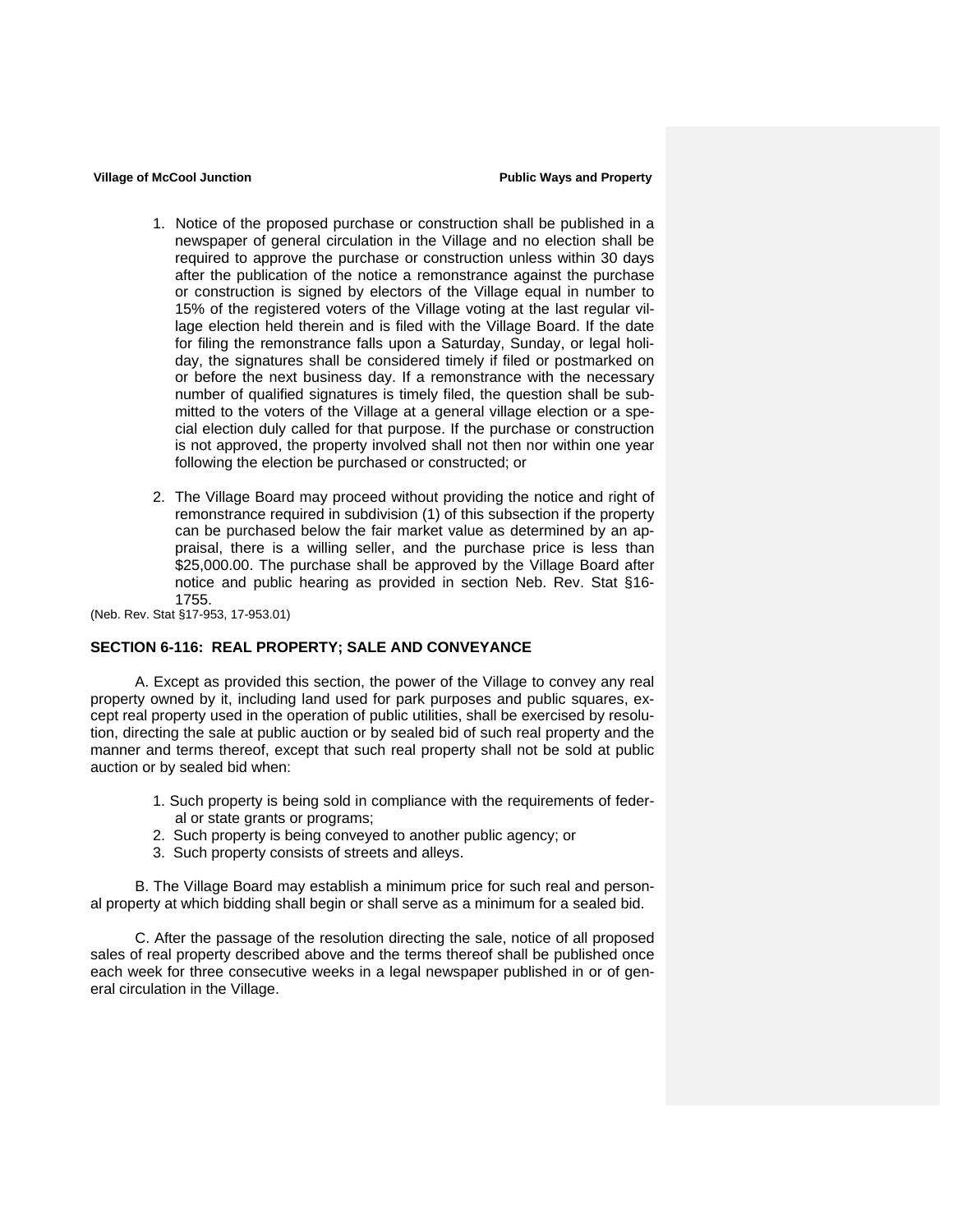1. Notice of the proposed purchase or construction shall be published in a newspaper of general circulation in the Village and no election shall be required to approve the purchase or construction unless within 30 days after the publication of the notice a remonstrance against the purchase or construction is signed by electors of the Village equal in number to 15% of the registered voters of the Village voting at the last regular village election held therein and is filed with the Village Board. If the date for filing the remonstrance falls upon a Saturday, Sunday, or legal holiday, the signatures shall be considered timely if filed or postmarked on or before the next business day. If a remonstrance with the necessary number of qualified signatures is timely filed, the question shall be submitted to the voters of the Village at a general village election or a special election duly called for that purpose. If the purchase or construction is not approved, the property involved shall not then nor within one year following the election be purchased or constructed; or

2. The Village Board may proceed without providing the notice and right of remonstrance required in subdivision (1) of this subsection if the property can be purchased below the fair market value as determined by an appraisal, there is a willing seller, and the purchase price is less than $25,000.00. The purchase shall be approved by the Village Board after notice and public hearing as provided in section Neb. Rev. Stat §16-1755.

(Neb. Rev. Stat §17-953, 17-953.01)

## SECTION 6-116: REAL PROPERTY; SALE AND CONVEYANCE

A. Except as provided this section, the power of the Village to convey any real property owned by it, including land used for park purposes and public squares, except real property used in the operation of public utilities, shall be exercised by resolution, directing the sale at public auction or by sealed bid of such real property and the manner and terms thereof, except that such real property shall not be sold at public auction or by sealed bid when:

1. Such property is being sold in compliance with the requirements of federal or state grants or programs;
2. Such property is being conveyed to another public agency; or
3. Such property consists of streets and alleys.

B. The Village Board may establish a minimum price for such real and personal property at which bidding shall begin or shall serve as a minimum for a sealed bid.

C. After the passage of the resolution directing the sale, notice of all proposed sales of real property described above and the terms thereof shall be published once each week for three consecutive weeks in a legal newspaper published in or of general circulation in the Village.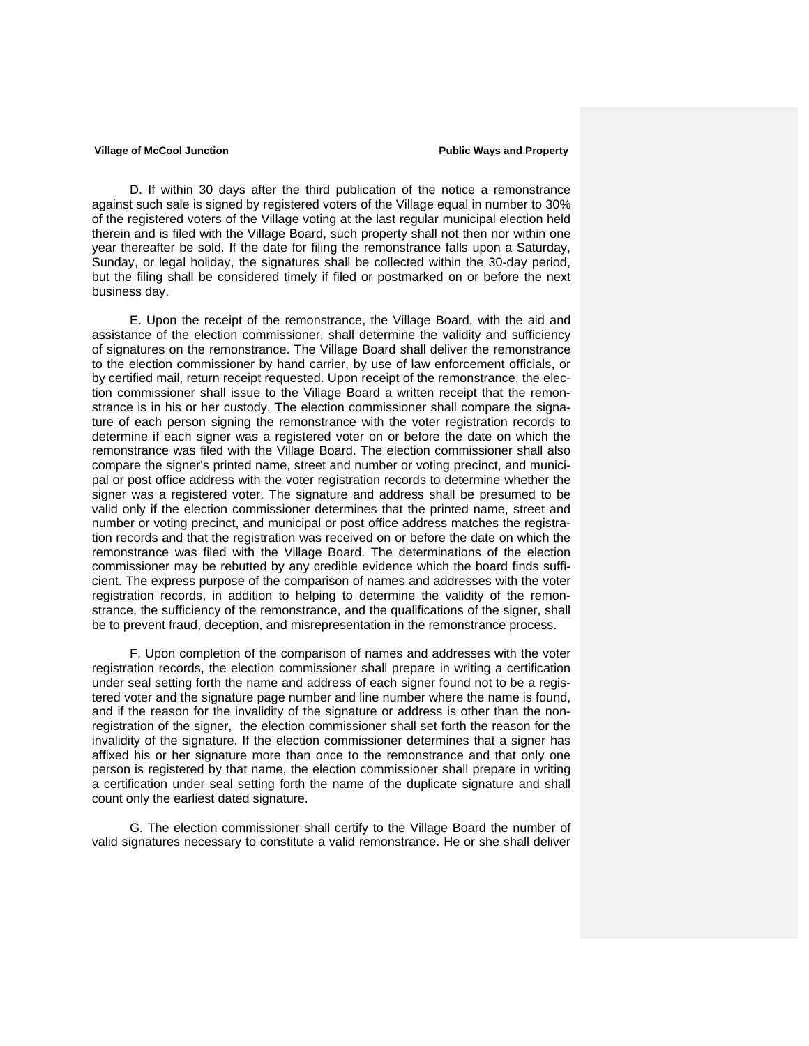D. If within 30 days after the third publication of the notice a remonstrance against such sale is signed by registered voters of the Village equal in number to 30% of the registered voters of the Village voting at the last regular municipal election held therein and is filed with the Village Board, such property shall not then nor within one year thereafter be sold. If the date for filing the remonstrance falls upon a Saturday, Sunday, or legal holiday, the signatures shall be collected within the 30-day period, but the filing shall be considered timely if filed or postmarked on or before the next business day.

E. Upon the receipt of the remonstrance, the Village Board, with the aid and assistance of the election commissioner, shall determine the validity and sufficiency of signatures on the remonstrance. The Village Board shall deliver the remonstrance to the election commissioner by hand carrier, by use of law enforcement officials, or by certified mail, return receipt requested. Upon receipt of the remonstrance, the election commissioner shall issue to the Village Board a written receipt that the remonstrance is in his or her custody. The election commissioner shall compare the signature of each person signing the remonstrance with the voter registration records to determine if each signer was a registered voter on or before the date on which the remonstrance was filed with the Village Board. The election commissioner shall also compare the signer's printed name, street and number or voting precinct, and municipal or post office address with the voter registration records to determine whether the signer was a registered voter. The signature and address shall be presumed to be valid only if the election commissioner determines that the printed name, street and number or voting precinct, and municipal or post office address matches the registration records and that the registration was received on or before the date on which the remonstrance was filed with the Village Board. The determinations of the election commissioner may be rebutted by any credible evidence which the board finds sufficient. The express purpose of the comparison of names and addresses with the voter registration records, in addition to helping to determine the validity of the remonstrance, the sufficiency of the remonstrance, and the qualifications of the signer, shall be to prevent fraud, deception, and misrepresentation in the remonstrance process.

F. Upon completion of the comparison of names and addresses with the voter registration records, the election commissioner shall prepare in writing a certification under seal setting forth the name and address of each signer found not to be a registered voter and the signature page number and line number where the name is found, and if the reason for the invalidity of the signature or address is other than the nonregistration of the signer, the election commissioner shall set forth the reason for the invalidity of the signature. If the election commissioner determines that a signer has affixed his or her signature more than once to the remonstrance and that only one person is registered by that name, the election commissioner shall prepare in writing a certification under seal setting forth the name of the duplicate signature and shall count only the earliest dated signature.

G. The election commissioner shall certify to the Village Board the number of valid signatures necessary to constitute a valid remonstrance. He or she shall deliver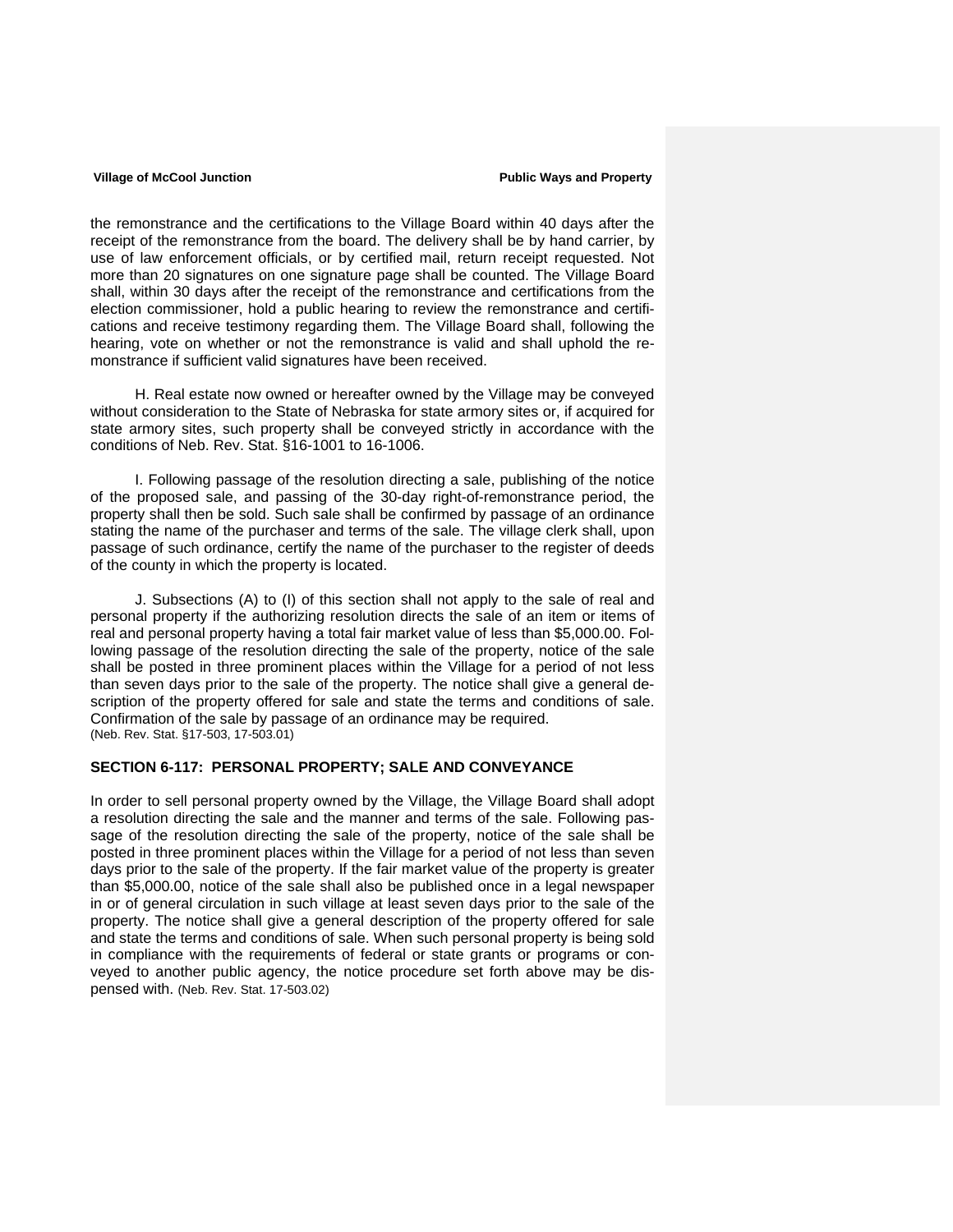the remonstrance and the certifications to the Village Board within 40 days after the receipt of the remonstrance from the board. The delivery shall be by hand carrier, by use of law enforcement officials, or by certified mail, return receipt requested. Not more than 20 signatures on one signature page shall be counted. The Village Board shall, within 30 days after the receipt of the remonstrance and certifications from the election commissioner, hold a public hearing to review the remonstrance and certifications and receive testimony regarding them. The Village Board shall, following the hearing, vote on whether or not the remonstrance is valid and shall uphold the remonstrance if sufficient valid signatures have been received.

H. Real estate now owned or hereafter owned by the Village may be conveyed without consideration to the State of Nebraska for state armory sites or, if acquired for state armory sites, such property shall be conveyed strictly in accordance with the conditions of Neb. Rev. Stat. §16-1001 to 16-1006.

I. Following passage of the resolution directing a sale, publishing of the notice of the proposed sale, and passing of the 30-day right-of-remonstrance period, the property shall then be sold. Such sale shall be confirmed by passage of an ordinance stating the name of the purchaser and terms of the sale. The village clerk shall, upon passage of such ordinance, certify the name of the purchaser to the register of deeds of the county in which the property is located.

J. Subsections (A) to (I) of this section shall not apply to the sale of real and personal property if the authorizing resolution directs the sale of an item or items of real and personal property having a total fair market value of less than $5,000.00. Following passage of the resolution directing the sale of the property, notice of the sale shall be posted in three prominent places within the Village for a period of not less than seven days prior to the sale of the property. The notice shall give a general description of the property offered for sale and state the terms and conditions of sale. Confirmation of the sale by passage of an ordinance may be required.
(Neb. Rev. Stat. §17-503, 17-503.01)

## SECTION 6-117: PERSONAL PROPERTY; SALE AND CONVEYANCE

In order to sell personal property owned by the Village, the Village Board shall adopt a resolution directing the sale and the manner and terms of the sale. Following passage of the resolution directing the sale of the property, notice of the sale shall be posted in three prominent places within the Village for a period of not less than seven days prior to the sale of the property. If the fair market value of the property is greater than $5,000.00, notice of the sale shall also be published once in a legal newspaper in or of general circulation in such village at least seven days prior to the sale of the property. The notice shall give a general description of the property offered for sale and state the terms and conditions of sale. When such personal property is being sold in compliance with the requirements of federal or state grants or programs or conveyed to another public agency, the notice procedure set forth above may be dispensed with. (Neb. Rev. Stat. 17-503.02)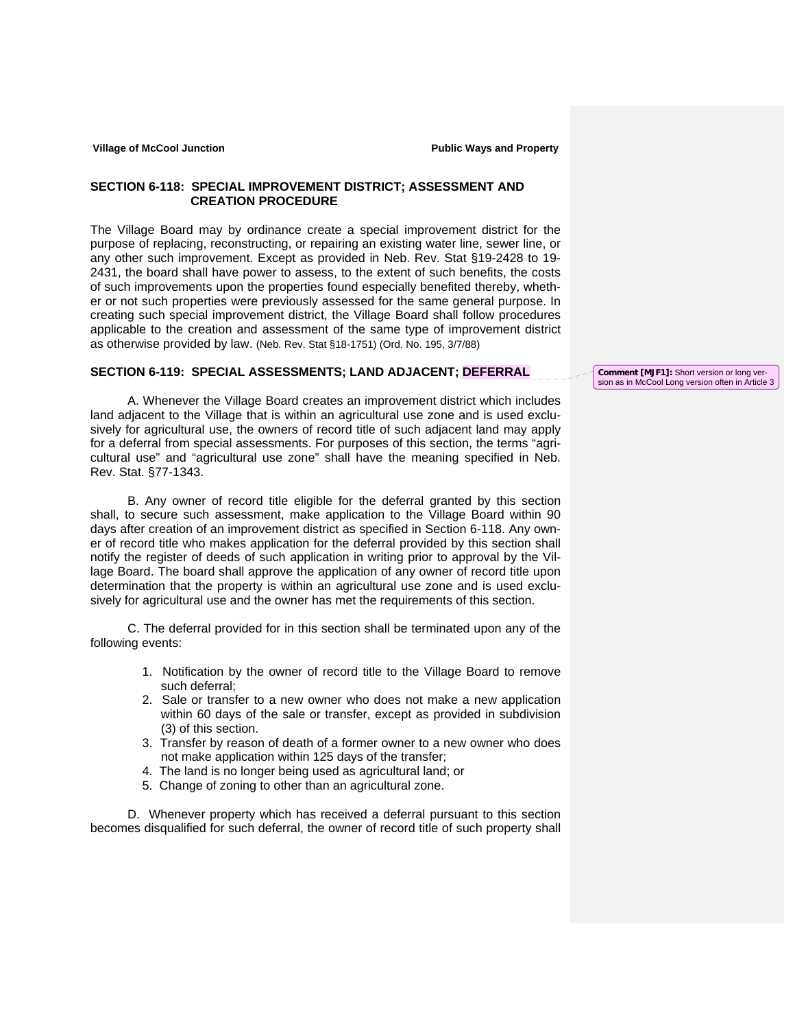## SECTION 6-118: SPECIAL IMPROVEMENT DISTRICT; ASSESSMENT AND CREATION PROCEDURE

The Village Board may by ordinance create a special improvement district for the purpose of replacing, reconstructing, or repairing an existing water line, sewer line, or any other such improvement. Except as provided in Neb. Rev. Stat §19-2428 to 19-2431, the board shall have power to assess, to the extent of such benefits, the costs of such improvements upon the properties found especially benefited thereby, whether or not such properties were previously assessed for the same general purpose. In creating such special improvement district, the Village Board shall follow procedures applicable to the creation and assessment of the same type of improvement district as otherwise provided by law. (Neb. Rev. Stat §18-1751) (Ord. No. 195, 3/7/88)

## SECTION 6-119: SPECIAL ASSESSMENTS; LAND ADJACENT; DEFERRAL

**Comment [MJF1]:** Short version or long version as in McCool Long version often in Article 3

A. Whenever the Village Board creates an improvement district which includes land adjacent to the Village that is within an agricultural use zone and is used exclusively for agricultural use, the owners of record title of such adjacent land may apply for a deferral from special assessments. For purposes of this section, the terms "agricultural use" and "agricultural use zone" shall have the meaning specified in Neb. Rev. Stat. §77-1343.

B. Any owner of record title eligible for the deferral granted by this section shall, to secure such assessment, make application to the Village Board within 90 days after creation of an improvement district as specified in Section 6-118. Any owner of record title who makes application for the deferral provided by this section shall notify the register of deeds of such application in writing prior to approval by the Village Board. The board shall approve the application of any owner of record title upon determination that the property is within an agricultural use zone and is used exclusively for agricultural use and the owner has met the requirements of this section.

C. The deferral provided for in this section shall be terminated upon any of the following events:

1. Notification by the owner of record title to the Village Board to remove such deferral;
2. Sale or transfer to a new owner who does not make a new application within 60 days of the sale or transfer, except as provided in subdivision (3) of this section.
3. Transfer by reason of death of a former owner to a new owner who does not make application within 125 days of the transfer;
4. The land is no longer being used as agricultural land; or
5. Change of zoning to other than an agricultural zone.

D. Whenever property which has received a deferral pursuant to this section becomes disqualified for such deferral, the owner of record title of such property shall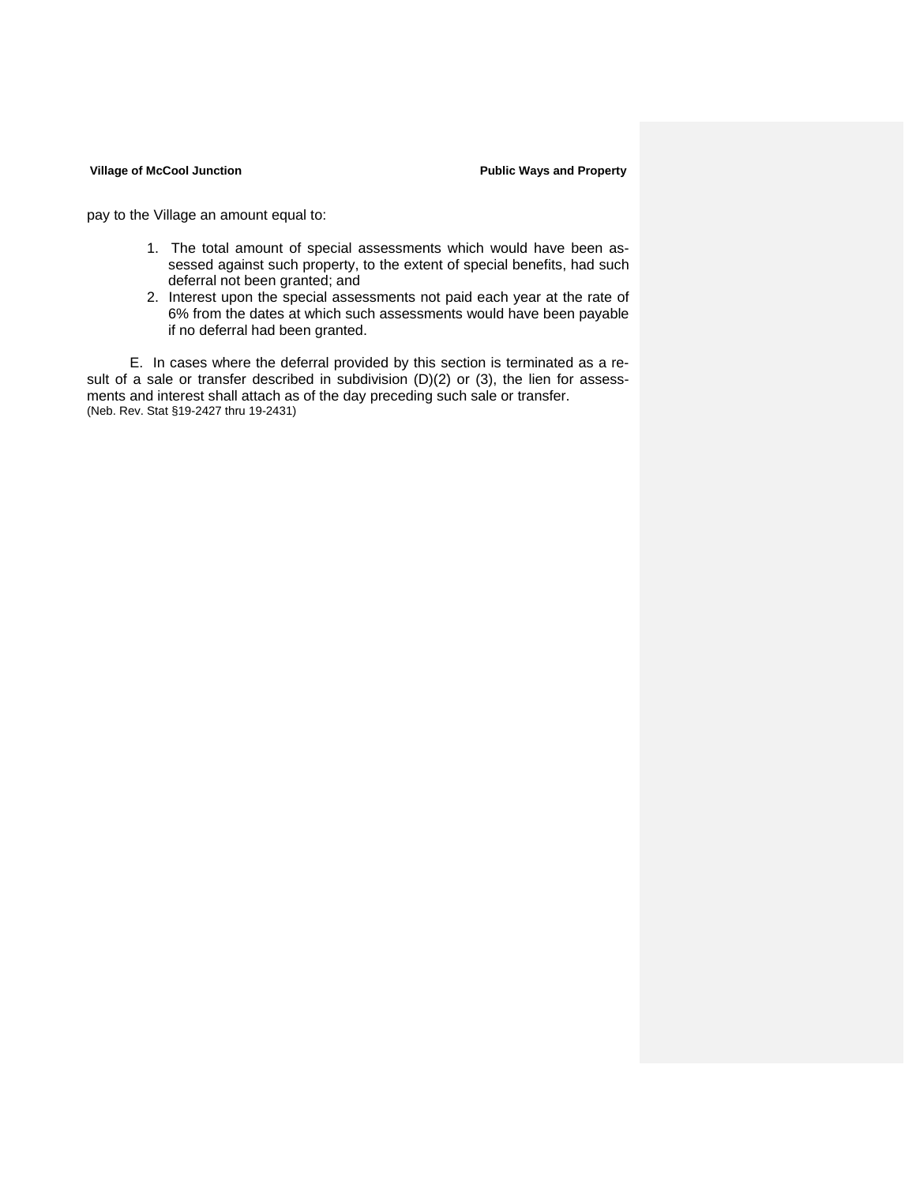pay to the Village an amount equal to:

1. The total amount of special assessments which would have been assessed against such property, to the extent of special benefits, had such deferral not been granted; and
2. Interest upon the special assessments not paid each year at the rate of 6% from the dates at which such assessments would have been payable if no deferral had been granted.

E. In cases where the deferral provided by this section is terminated as a result of a sale or transfer described in subdivision (D)(2) or (3), the lien for assessments and interest shall attach as of the day preceding such sale or transfer.
(Neb. Rev. Stat §19-2427 thru 19-2431)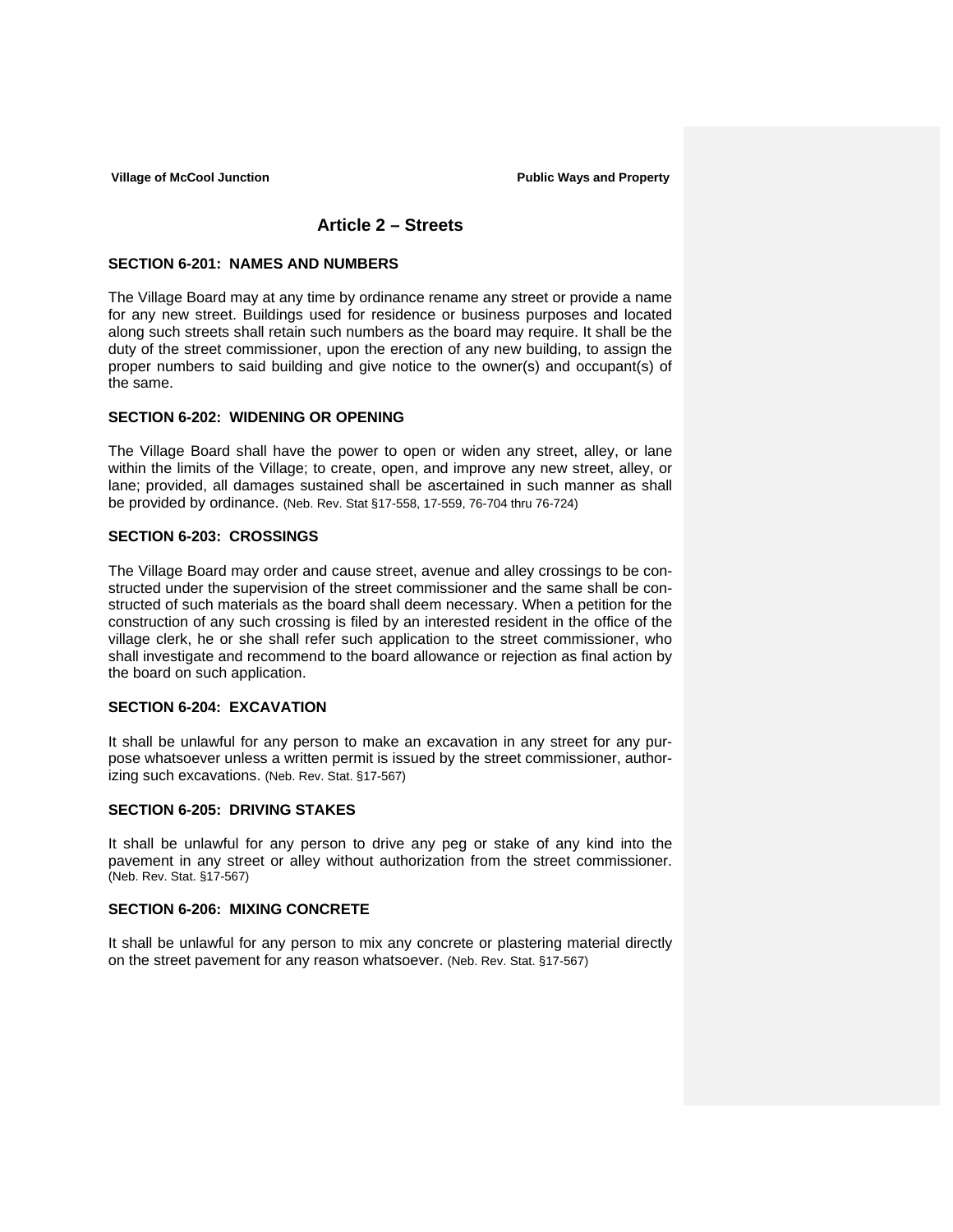# Article 2 – Streets

## SECTION 6-201: NAMES AND NUMBERS

The Village Board may at any time by ordinance rename any street or provide a name for any new street. Buildings used for residence or business purposes and located along such streets shall retain such numbers as the board may require. It shall be the duty of the street commissioner, upon the erection of any new building, to assign the proper numbers to said building and give notice to the owner(s) and occupant(s) of the same.

## SECTION 6-202: WIDENING OR OPENING

The Village Board shall have the power to open or widen any street, alley, or lane within the limits of the Village; to create, open, and improve any new street, alley, or lane; provided, all damages sustained shall be ascertained in such manner as shall be provided by ordinance. (Neb. Rev. Stat §17-558, 17-559, 76-704 thru 76-724)

## SECTION 6-203: CROSSINGS

The Village Board may order and cause street, avenue and alley crossings to be constructed under the supervision of the street commissioner and the same shall be constructed of such materials as the board shall deem necessary. When a petition for the construction of any such crossing is filed by an interested resident in the office of the village clerk, he or she shall refer such application to the street commissioner, who shall investigate and recommend to the board allowance or rejection as final action by the board on such application.

## SECTION 6-204: EXCAVATION

It shall be unlawful for any person to make an excavation in any street for any purpose whatsoever unless a written permit is issued by the street commissioner, authorizing such excavations. (Neb. Rev. Stat. §17-567)

## SECTION 6-205: DRIVING STAKES

It shall be unlawful for any person to drive any peg or stake of any kind into the pavement in any street or alley without authorization from the street commissioner. (Neb. Rev. Stat. §17-567)

## SECTION 6-206: MIXING CONCRETE

It shall be unlawful for any person to mix any concrete or plastering material directly on the street pavement for any reason whatsoever. (Neb. Rev. Stat. §17-567)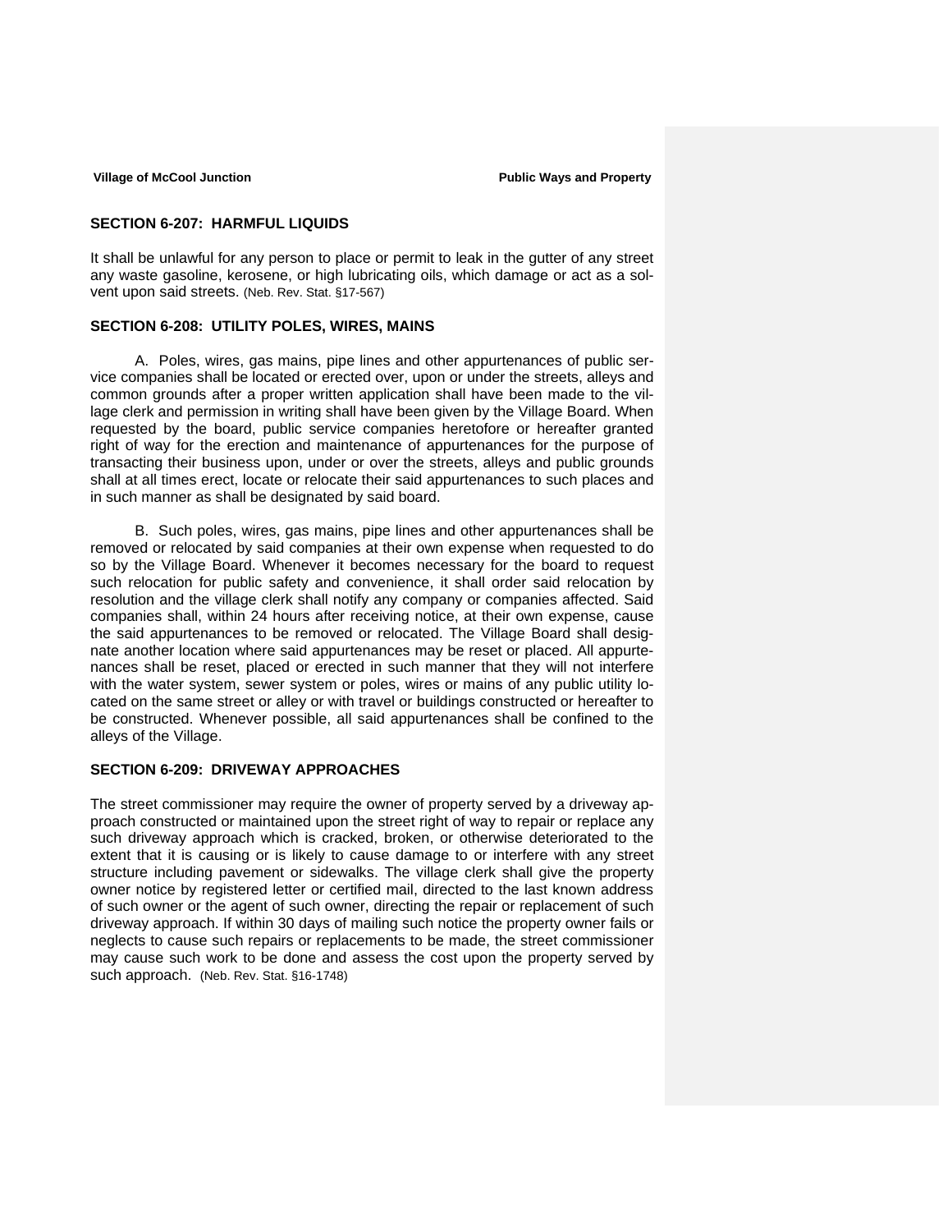## SECTION 6-207: HARMFUL LIQUIDS

It shall be unlawful for any person to place or permit to leak in the gutter of any street any waste gasoline, kerosene, or high lubricating oils, which damage or act as a solvent upon said streets. (Neb. Rev. Stat. §17-567)

## SECTION 6-208: UTILITY POLES, WIRES, MAINS

A. Poles, wires, gas mains, pipe lines and other appurtenances of public service companies shall be located or erected over, upon or under the streets, alleys and common grounds after a proper written application shall have been made to the village clerk and permission in writing shall have been given by the Village Board. When requested by the board, public service companies heretofore or hereafter granted right of way for the erection and maintenance of appurtenances for the purpose of transacting their business upon, under or over the streets, alleys and public grounds shall at all times erect, locate or relocate their said appurtenances to such places and in such manner as shall be designated by said board.

B. Such poles, wires, gas mains, pipe lines and other appurtenances shall be removed or relocated by said companies at their own expense when requested to do so by the Village Board. Whenever it becomes necessary for the board to request such relocation for public safety and convenience, it shall order said relocation by resolution and the village clerk shall notify any company or companies affected. Said companies shall, within 24 hours after receiving notice, at their own expense, cause the said appurtenances to be removed or relocated. The Village Board shall designate another location where said appurtenances may be reset or placed. All appurtenances shall be reset, placed or erected in such manner that they will not interfere with the water system, sewer system or poles, wires or mains of any public utility located on the same street or alley or with travel or buildings constructed or hereafter to be constructed. Whenever possible, all said appurtenances shall be confined to the alleys of the Village.

## SECTION 6-209: DRIVEWAY APPROACHES

The street commissioner may require the owner of property served by a driveway approach constructed or maintained upon the street right of way to repair or replace any such driveway approach which is cracked, broken, or otherwise deteriorated to the extent that it is causing or is likely to cause damage to or interfere with any street structure including pavement or sidewalks. The village clerk shall give the property owner notice by registered letter or certified mail, directed to the last known address of such owner or the agent of such owner, directing the repair or replacement of such driveway approach. If within 30 days of mailing such notice the property owner fails or neglects to cause such repairs or replacements to be made, the street commissioner may cause such work to be done and assess the cost upon the property served by such approach. (Neb. Rev. Stat. §16-1748)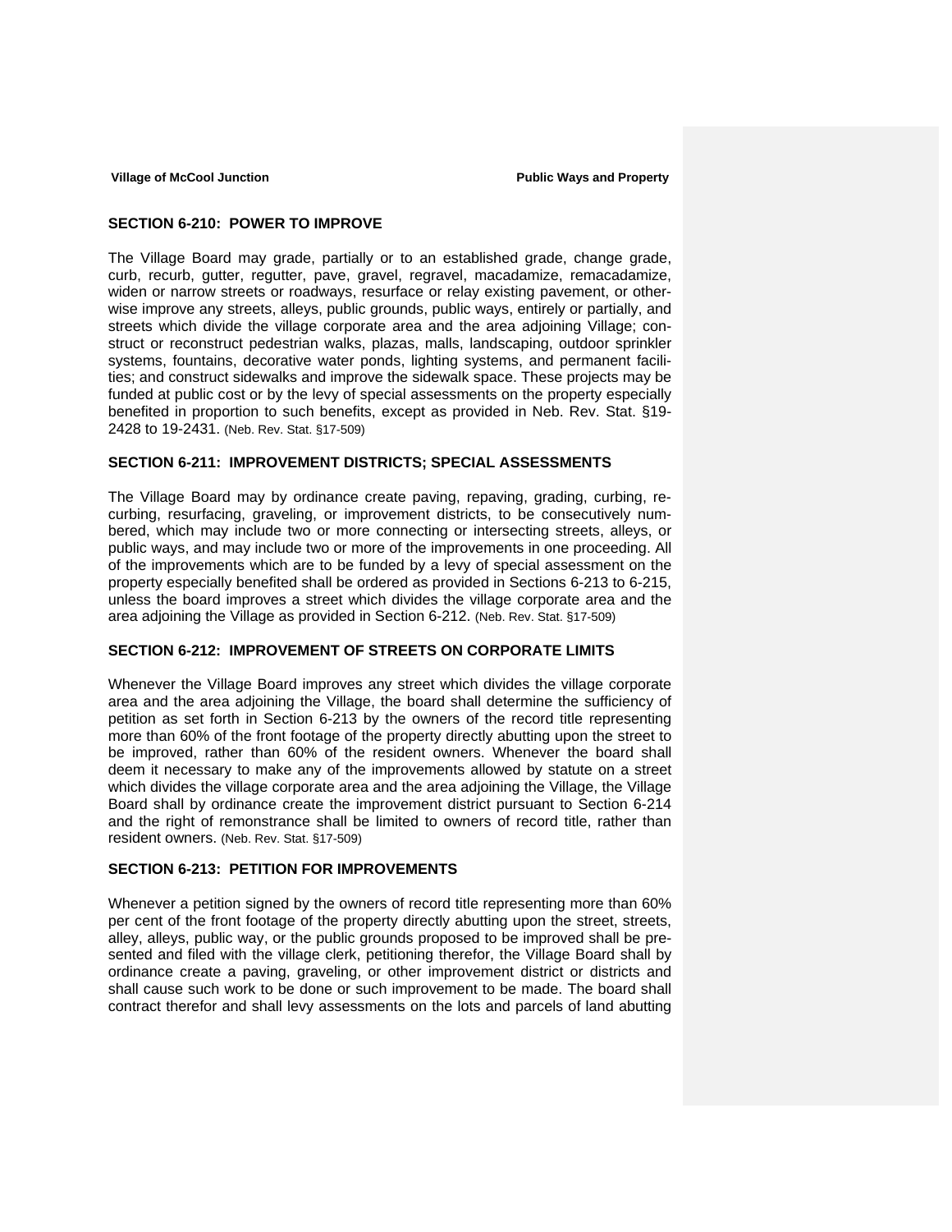## SECTION 6-210: POWER TO IMPROVE

The Village Board may grade, partially or to an established grade, change grade, curb, recurb, gutter, regutter, pave, gravel, regravel, macadamize, remacadamize, widen or narrow streets or roadways, resurface or relay existing pavement, or otherwise improve any streets, alleys, public grounds, public ways, entirely or partially, and streets which divide the village corporate area and the area adjoining Village; construct or reconstruct pedestrian walks, plazas, malls, landscaping, outdoor sprinkler systems, fountains, decorative water ponds, lighting systems, and permanent facilities; and construct sidewalks and improve the sidewalk space. These projects may be funded at public cost or by the levy of special assessments on the property especially benefited in proportion to such benefits, except as provided in Neb. Rev. Stat. §19-2428 to 19-2431. (Neb. Rev. Stat. §17-509)

## SECTION 6-211: IMPROVEMENT DISTRICTS; SPECIAL ASSESSMENTS

The Village Board may by ordinance create paving, repaving, grading, curbing, recurbing, resurfacing, graveling, or improvement districts, to be consecutively numbered, which may include two or more connecting or intersecting streets, alleys, or public ways, and may include two or more of the improvements in one proceeding. All of the improvements which are to be funded by a levy of special assessment on the property especially benefited shall be ordered as provided in Sections 6-213 to 6-215, unless the board improves a street which divides the village corporate area and the area adjoining the Village as provided in Section 6-212. (Neb. Rev. Stat. §17-509)

## SECTION 6-212: IMPROVEMENT OF STREETS ON CORPORATE LIMITS

Whenever the Village Board improves any street which divides the village corporate area and the area adjoining the Village, the board shall determine the sufficiency of petition as set forth in Section 6-213 by the owners of the record title representing more than 60% of the front footage of the property directly abutting upon the street to be improved, rather than 60% of the resident owners. Whenever the board shall deem it necessary to make any of the improvements allowed by statute on a street which divides the village corporate area and the area adjoining the Village, the Village Board shall by ordinance create the improvement district pursuant to Section 6-214 and the right of remonstrance shall be limited to owners of record title, rather than resident owners. (Neb. Rev. Stat. §17-509)

## SECTION 6-213: PETITION FOR IMPROVEMENTS

Whenever a petition signed by the owners of record title representing more than 60% per cent of the front footage of the property directly abutting upon the street, streets, alley, alleys, public way, or the public grounds proposed to be improved shall be presented and filed with the village clerk, petitioning therefor, the Village Board shall by ordinance create a paving, graveling, or other improvement district or districts and shall cause such work to be done or such improvement to be made. The board shall contract therefor and shall levy assessments on the lots and parcels of land abutting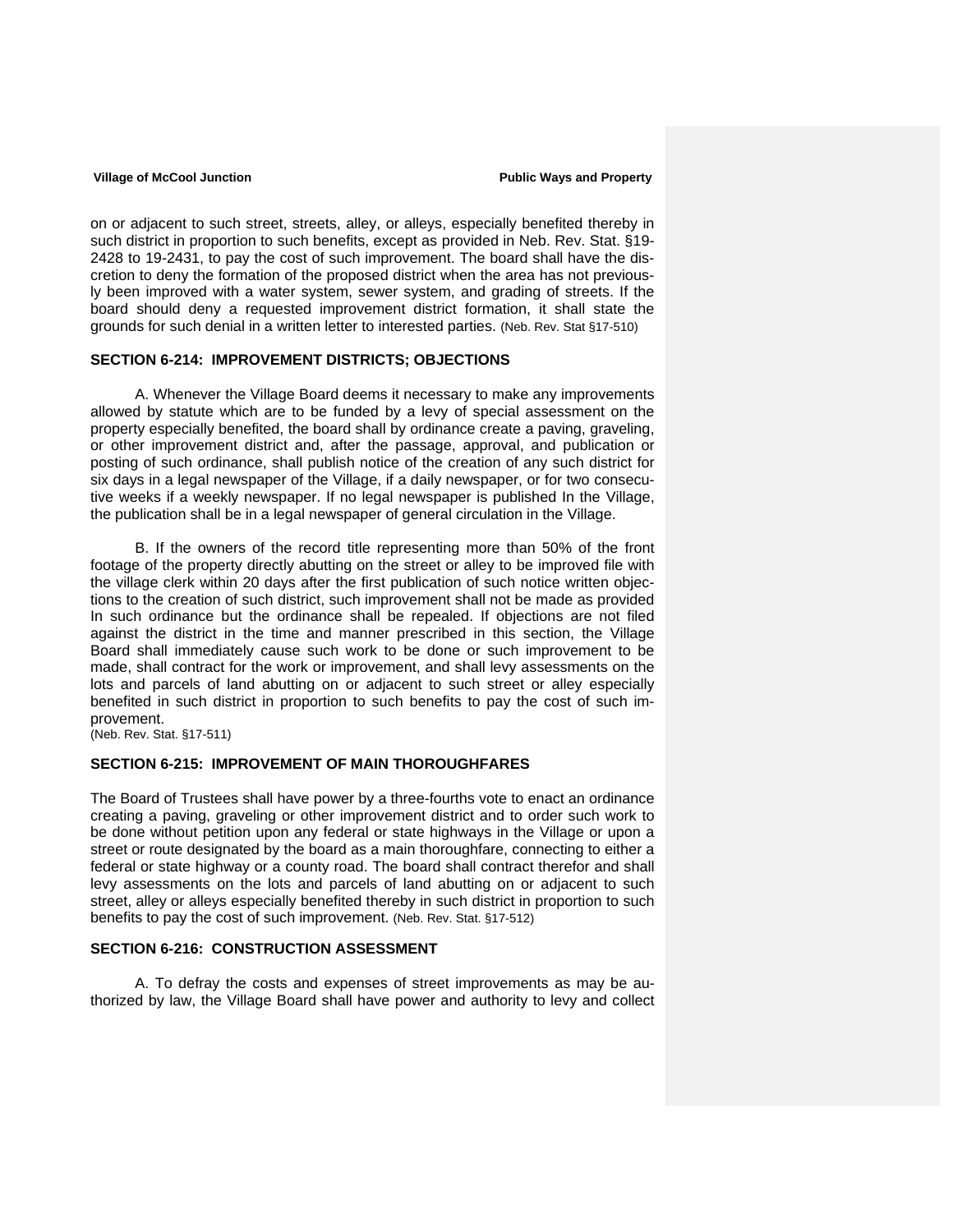on or adjacent to such street, streets, alley, or alleys, especially benefited thereby in such district in proportion to such benefits, except as provided in Neb. Rev. Stat. §19-2428 to 19-2431, to pay the cost of such improvement. The board shall have the discretion to deny the formation of the proposed district when the area has not previously been improved with a water system, sewer system, and grading of streets. If the board should deny a requested improvement district formation, it shall state the grounds for such denial in a written letter to interested parties. (Neb. Rev. Stat §17-510)

### SECTION 6-214: IMPROVEMENT DISTRICTS; OBJECTIONS

A. Whenever the Village Board deems it necessary to make any improvements allowed by statute which are to be funded by a levy of special assessment on the property especially benefited, the board shall by ordinance create a paving, graveling, or other improvement district and, after the passage, approval, and publication or posting of such ordinance, shall publish notice of the creation of any such district for six days in a legal newspaper of the Village, if a daily newspaper, or for two consecutive weeks if a weekly newspaper. If no legal newspaper is published In the Village, the publication shall be in a legal newspaper of general circulation in the Village.

B. If the owners of the record title representing more than 50% of the front footage of the property directly abutting on the street or alley to be improved file with the village clerk within 20 days after the first publication of such notice written objections to the creation of such district, such improvement shall not be made as provided In such ordinance but the ordinance shall be repealed. If objections are not filed against the district in the time and manner prescribed in this section, the Village Board shall immediately cause such work to be done or such improvement to be made, shall contract for the work or improvement, and shall levy assessments on the lots and parcels of land abutting on or adjacent to such street or alley especially benefited in such district in proportion to such benefits to pay the cost of such improvement.
(Neb. Rev. Stat. §17-511)

### SECTION 6-215: IMPROVEMENT OF MAIN THOROUGHFARES

The Board of Trustees shall have power by a three-fourths vote to enact an ordinance creating a paving, graveling or other improvement district and to order such work to be done without petition upon any federal or state highways in the Village or upon a street or route designated by the board as a main thoroughfare, connecting to either a federal or state highway or a county road. The board shall contract therefor and shall levy assessments on the lots and parcels of land abutting on or adjacent to such street, alley or alleys especially benefited thereby in such district in proportion to such benefits to pay the cost of such improvement. (Neb. Rev. Stat. §17-512)

### SECTION 6-216: CONSTRUCTION ASSESSMENT

A. To defray the costs and expenses of street improvements as may be authorized by law, the Village Board shall have power and authority to levy and collect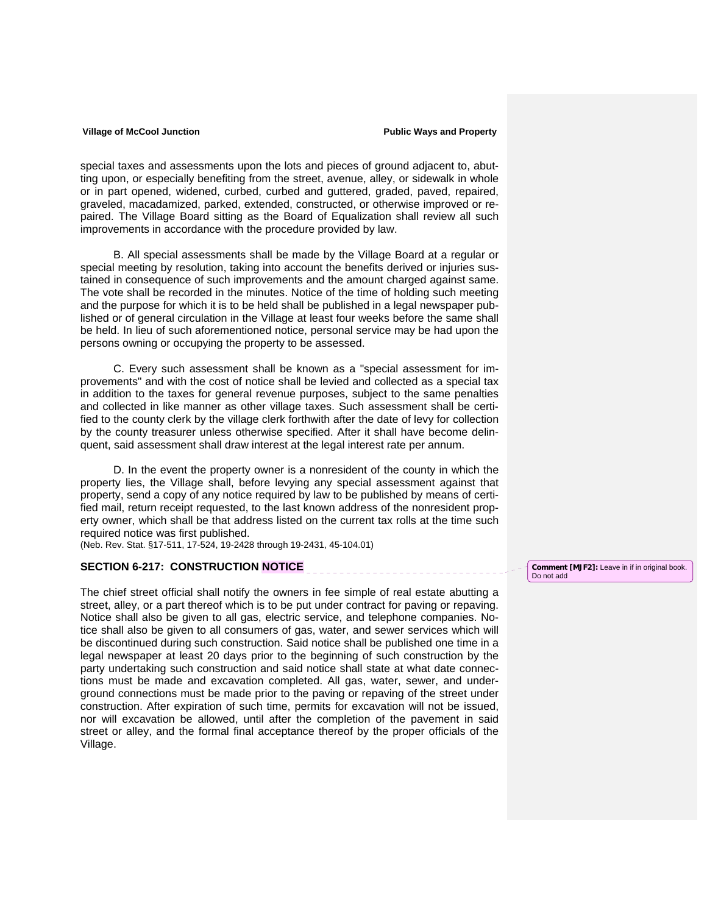special taxes and assessments upon the lots and pieces of ground adjacent to, abutting upon, or especially benefiting from the street, avenue, alley, or sidewalk in whole or in part opened, widened, curbed, curbed and guttered, graded, paved, repaired, graveled, macadamized, parked, extended, constructed, or otherwise improved or repaired. The Village Board sitting as the Board of Equalization shall review all such improvements in accordance with the procedure provided by law.

B. All special assessments shall be made by the Village Board at a regular or special meeting by resolution, taking into account the benefits derived or injuries sustained in consequence of such improvements and the amount charged against same. The vote shall be recorded in the minutes. Notice of the time of holding such meeting and the purpose for which it is to be held shall be published in a legal newspaper published or of general circulation in the Village at least four weeks before the same shall be held. In lieu of such aforementioned notice, personal service may be had upon the persons owning or occupying the property to be assessed.

C. Every such assessment shall be known as a "special assessment for improvements" and with the cost of notice shall be levied and collected as a special tax in addition to the taxes for general revenue purposes, subject to the same penalties and collected in like manner as other village taxes. Such assessment shall be certified to the county clerk by the village clerk forthwith after the date of levy for collection by the county treasurer unless otherwise specified. After it shall have become delinquent, said assessment shall draw interest at the legal interest rate per annum.

D. In the event the property owner is a nonresident of the county in which the property lies, the Village shall, before levying any special assessment against that property, send a copy of any notice required by law to be published by means of certified mail, return receipt requested, to the last known address of the nonresident property owner, which shall be that address listed on the current tax rolls at the time such required notice was first published.
(Neb. Rev. Stat. §17-511, 17-524, 19-2428 through 19-2431, 45-104.01)

## SECTION 6-217: CONSTRUCTION NOTICE

Comment [MJF2]: Leave in if in original book. Do not add

The chief street official shall notify the owners in fee simple of real estate abutting a street, alley, or a part thereof which is to be put under contract for paving or repaving. Notice shall also be given to all gas, electric service, and telephone companies. Notice shall also be given to all consumers of gas, water, and sewer services which will be discontinued during such construction. Said notice shall be published one time in a legal newspaper at least 20 days prior to the beginning of such construction by the party undertaking such construction and said notice shall state at what date connections must be made and excavation completed. All gas, water, sewer, and underground connections must be made prior to the paving or repaving of the street under construction. After expiration of such time, permits for excavation will not be issued, nor will excavation be allowed, until after the completion of the pavement in said street or alley, and the formal final acceptance thereof by the proper officials of the Village.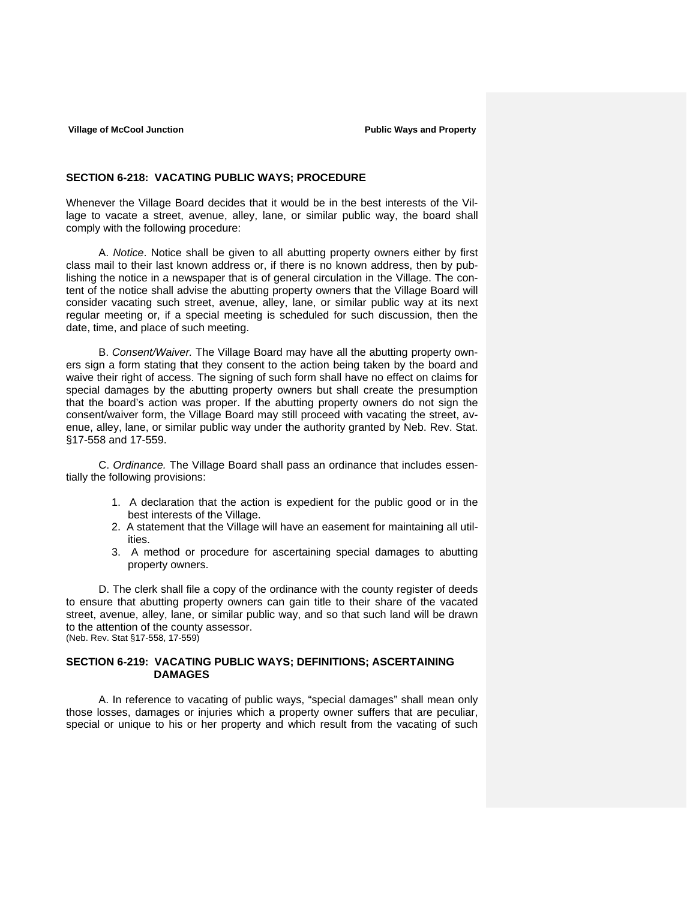## SECTION 6-218: VACATING PUBLIC WAYS; PROCEDURE

Whenever the Village Board decides that it would be in the best interests of the Village to vacate a street, avenue, alley, lane, or similar public way, the board shall comply with the following procedure:

A. *Notice*. Notice shall be given to all abutting property owners either by first class mail to their last known address or, if there is no known address, then by publishing the notice in a newspaper that is of general circulation in the Village. The content of the notice shall advise the abutting property owners that the Village Board will consider vacating such street, avenue, alley, lane, or similar public way at its next regular meeting or, if a special meeting is scheduled for such discussion, then the date, time, and place of such meeting.

B. *Consent/Waiver.* The Village Board may have all the abutting property owners sign a form stating that they consent to the action being taken by the board and waive their right of access. The signing of such form shall have no effect on claims for special damages by the abutting property owners but shall create the presumption that the board's action was proper. If the abutting property owners do not sign the consent/waiver form, the Village Board may still proceed with vacating the street, avenue, alley, lane, or similar public way under the authority granted by Neb. Rev. Stat. §17-558 and 17-559.

C. *Ordinance.* The Village Board shall pass an ordinance that includes essentially the following provisions:

1. A declaration that the action is expedient for the public good or in the best interests of the Village.
2. A statement that the Village will have an easement for maintaining all utilities.
3. A method or procedure for ascertaining special damages to abutting property owners.

D. The clerk shall file a copy of the ordinance with the county register of deeds to ensure that abutting property owners can gain title to their share of the vacated street, avenue, alley, lane, or similar public way, and so that such land will be drawn to the attention of the county assessor.
(Neb. Rev. Stat §17-558, 17-559)

## SECTION 6-219: VACATING PUBLIC WAYS; DEFINITIONS; ASCERTAINING DAMAGES

A. In reference to vacating of public ways, "special damages" shall mean only those losses, damages or injuries which a property owner suffers that are peculiar, special or unique to his or her property and which result from the vacating of such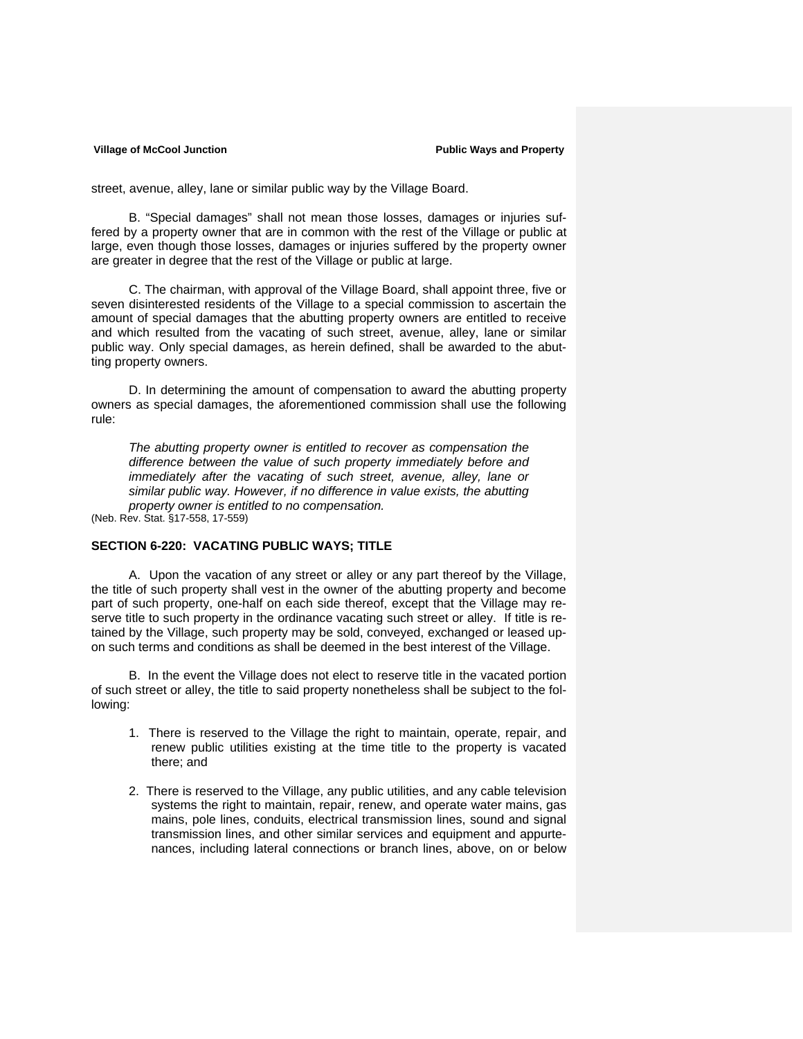street, avenue, alley, lane or similar public way by the Village Board.

B. "Special damages" shall not mean those losses, damages or injuries suffered by a property owner that are in common with the rest of the Village or public at large, even though those losses, damages or injuries suffered by the property owner are greater in degree that the rest of the Village or public at large.

C. The chairman, with approval of the Village Board, shall appoint three, five or seven disinterested residents of the Village to a special commission to ascertain the amount of special damages that the abutting property owners are entitled to receive and which resulted from the vacating of such street, avenue, alley, lane or similar public way. Only special damages, as herein defined, shall be awarded to the abutting property owners.

D. In determining the amount of compensation to award the abutting property owners as special damages, the aforementioned commission shall use the following rule:

> *The abutting property owner is entitled to recover as compensation the difference between the value of such property immediately before and immediately after the vacating of such street, avenue, alley, lane or similar public way. However, if no difference in value exists, the abutting property owner is entitled to no compensation.*

(Neb. Rev. Stat. §17-558, 17-559)

## SECTION 6-220: VACATING PUBLIC WAYS; TITLE

A. Upon the vacation of any street or alley or any part thereof by the Village, the title of such property shall vest in the owner of the abutting property and become part of such property, one-half on each side thereof, except that the Village may reserve title to such property in the ordinance vacating such street or alley. If title is retained by the Village, such property may be sold, conveyed, exchanged or leased upon such terms and conditions as shall be deemed in the best interest of the Village.

B. In the event the Village does not elect to reserve title in the vacated portion of such street or alley, the title to said property nonetheless shall be subject to the following:

1. There is reserved to the Village the right to maintain, operate, repair, and renew public utilities existing at the time title to the property is vacated there; and
2. There is reserved to the Village, any public utilities, and any cable television systems the right to maintain, repair, renew, and operate water mains, gas mains, pole lines, conduits, electrical transmission lines, sound and signal transmission lines, and other similar services and equipment and appurtenances, including lateral connections or branch lines, above, on or below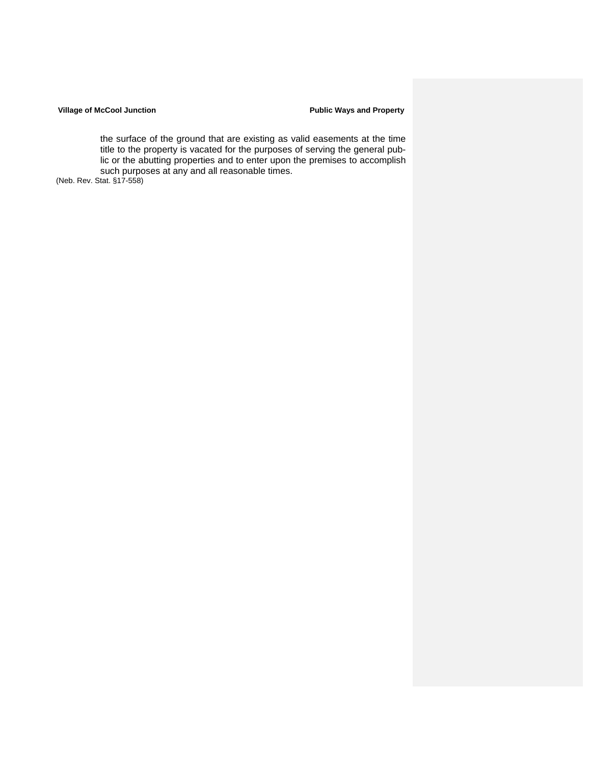the surface of the ground that are existing as valid easements at the time title to the property is vacated for the purposes of serving the general public or the abutting properties and to enter upon the premises to accomplish such purposes at any and all reasonable times.

(Neb. Rev. Stat. §17-558)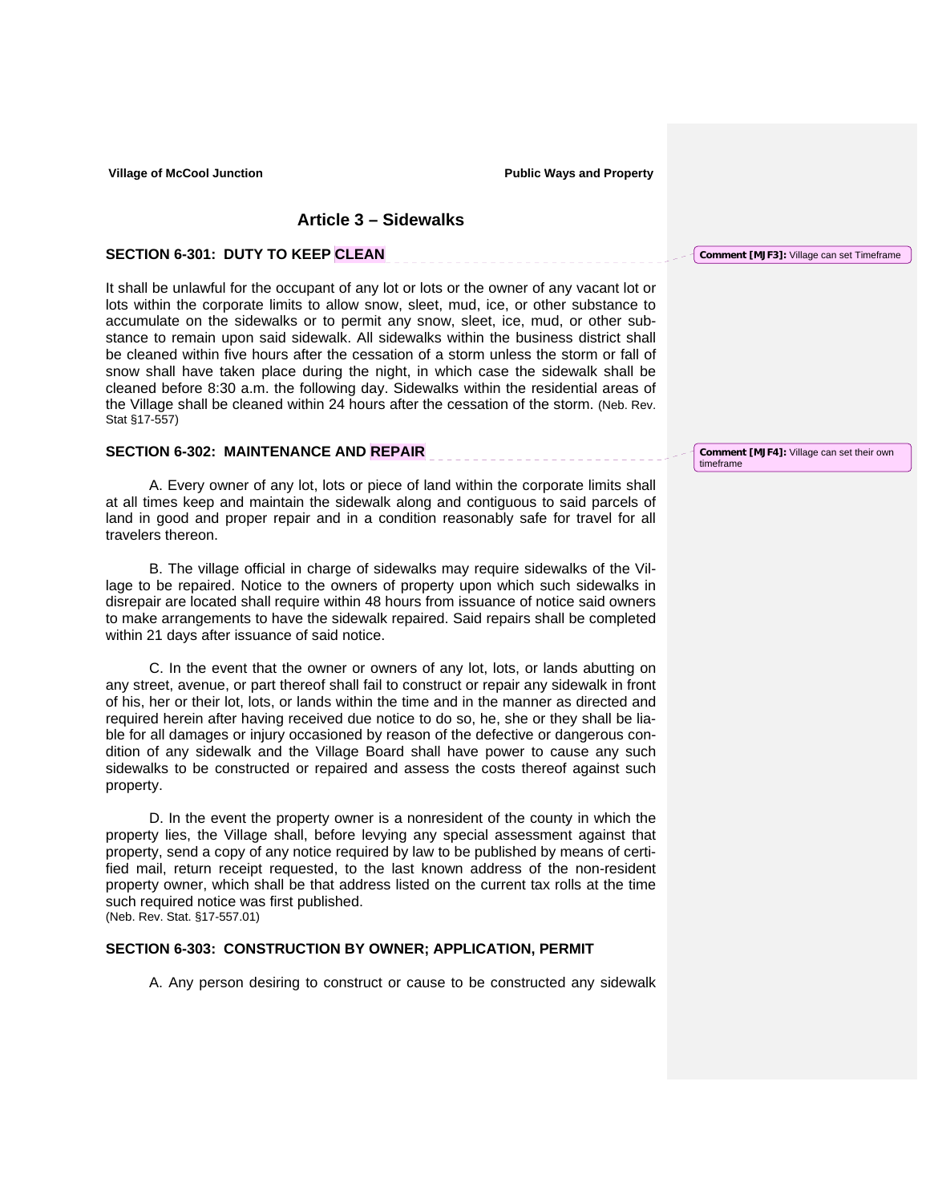## Article 3 – Sidewalks

### SECTION 6-301: DUTY TO KEEP CLEAN

Comment [MJF3]: Village can set Timeframe

It shall be unlawful for the occupant of any lot or lots or the owner of any vacant lot or lots within the corporate limits to allow snow, sleet, mud, ice, or other substance to accumulate on the sidewalks or to permit any snow, sleet, ice, mud, or other substance to remain upon said sidewalk. All sidewalks within the business district shall be cleaned within five hours after the cessation of a storm unless the storm or fall of snow shall have taken place during the night, in which case the sidewalk shall be cleaned before 8:30 a.m. the following day. Sidewalks within the residential areas of the Village shall be cleaned within 24 hours after the cessation of the storm. (Neb. Rev. Stat §17-557)

### SECTION 6-302: MAINTENANCE AND REPAIR

Comment [MJF4]: Village can set their own timeframe

A. Every owner of any lot, lots or piece of land within the corporate limits shall at all times keep and maintain the sidewalk along and contiguous to said parcels of land in good and proper repair and in a condition reasonably safe for travel for all travelers thereon.

B. The village official in charge of sidewalks may require sidewalks of the Village to be repaired. Notice to the owners of property upon which such sidewalks in disrepair are located shall require within 48 hours from issuance of notice said owners to make arrangements to have the sidewalk repaired. Said repairs shall be completed within 21 days after issuance of said notice.

C. In the event that the owner or owners of any lot, lots, or lands abutting on any street, avenue, or part thereof shall fail to construct or repair any sidewalk in front of his, her or their lot, lots, or lands within the time and in the manner as directed and required herein after having received due notice to do so, he, she or they shall be liable for all damages or injury occasioned by reason of the defective or dangerous condition of any sidewalk and the Village Board shall have power to cause any such sidewalks to be constructed or repaired and assess the costs thereof against such property.

D. In the event the property owner is a nonresident of the county in which the property lies, the Village shall, before levying any special assessment against that property, send a copy of any notice required by law to be published by means of certified mail, return receipt requested, to the last known address of the non-resident property owner, which shall be that address listed on the current tax rolls at the time such required notice was first published.
(Neb. Rev. Stat. §17-557.01)

### SECTION 6-303: CONSTRUCTION BY OWNER; APPLICATION, PERMIT

A. Any person desiring to construct or cause to be constructed any sidewalk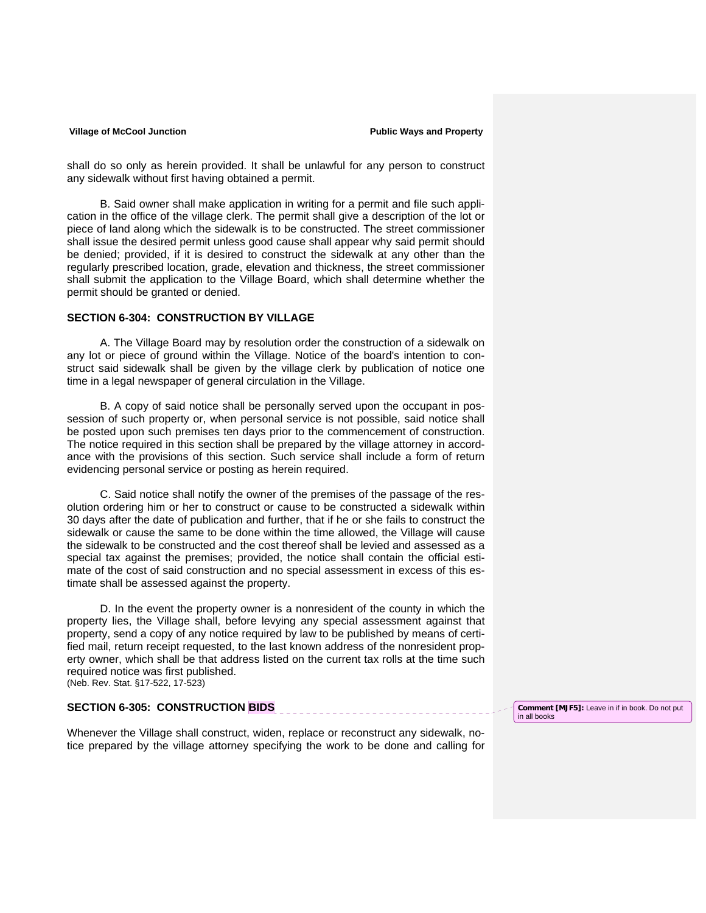shall do so only as herein provided. It shall be unlawful for any person to construct any sidewalk without first having obtained a permit.

B. Said owner shall make application in writing for a permit and file such application in the office of the village clerk. The permit shall give a description of the lot or piece of land along which the sidewalk is to be constructed. The street commissioner shall issue the desired permit unless good cause shall appear why said permit should be denied; provided, if it is desired to construct the sidewalk at any other than the regularly prescribed location, grade, elevation and thickness, the street commissioner shall submit the application to the Village Board, which shall determine whether the permit should be granted or denied.

### SECTION 6-304: CONSTRUCTION BY VILLAGE

A. The Village Board may by resolution order the construction of a sidewalk on any lot or piece of ground within the Village. Notice of the board's intention to construct said sidewalk shall be given by the village clerk by publication of notice one time in a legal newspaper of general circulation in the Village.

B. A copy of said notice shall be personally served upon the occupant in possession of such property or, when personal service is not possible, said notice shall be posted upon such premises ten days prior to the commencement of construction. The notice required in this section shall be prepared by the village attorney in accordance with the provisions of this section. Such service shall include a form of return evidencing personal service or posting as herein required.

C. Said notice shall notify the owner of the premises of the passage of the resolution ordering him or her to construct or cause to be constructed a sidewalk within 30 days after the date of publication and further, that if he or she fails to construct the sidewalk or cause the same to be done within the time allowed, the Village will cause the sidewalk to be constructed and the cost thereof shall be levied and assessed as a special tax against the premises; provided, the notice shall contain the official estimate of the cost of said construction and no special assessment in excess of this estimate shall be assessed against the property.

D. In the event the property owner is a nonresident of the county in which the property lies, the Village shall, before levying any special assessment against that property, send a copy of any notice required by law to be published by means of certified mail, return receipt requested, to the last known address of the nonresident property owner, which shall be that address listed on the current tax rolls at the time such required notice was first published.
(Neb. Rev. Stat. §17-522, 17-523)

### SECTION 6-305: CONSTRUCTION BIDS

Comment [MJF5]: Leave in if in book. Do not put in all books

Whenever the Village shall construct, widen, replace or reconstruct any sidewalk, notice prepared by the village attorney specifying the work to be done and calling for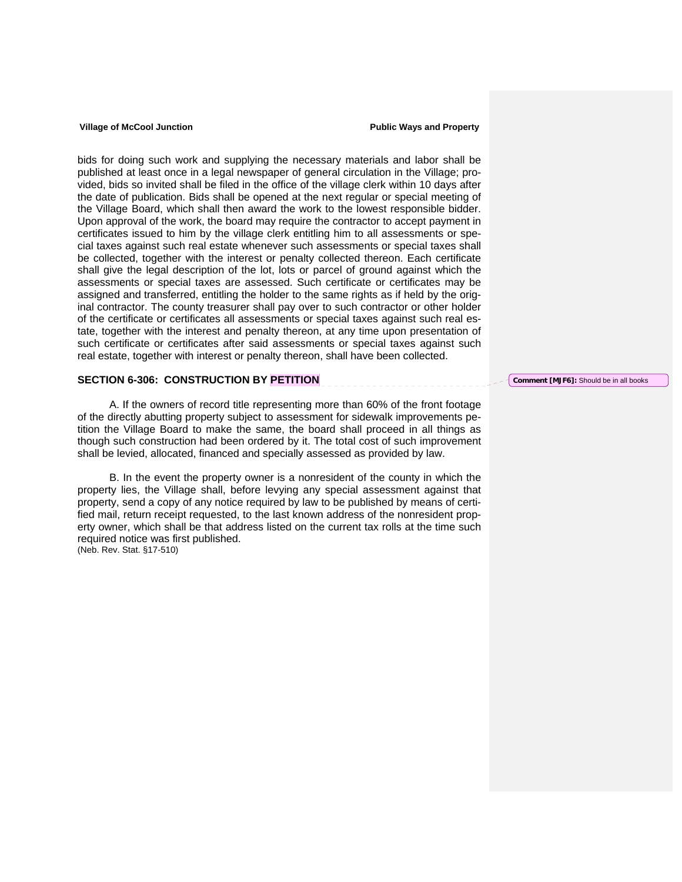bids for doing such work and supplying the necessary materials and labor shall be published at least once in a legal newspaper of general circulation in the Village; provided, bids so invited shall be filed in the office of the village clerk within 10 days after the date of publication. Bids shall be opened at the next regular or special meeting of the Village Board, which shall then award the work to the lowest responsible bidder. Upon approval of the work, the board may require the contractor to accept payment in certificates issued to him by the village clerk entitling him to all assessments or special taxes against such real estate whenever such assessments or special taxes shall be collected, together with the interest or penalty collected thereon. Each certificate shall give the legal description of the lot, lots or parcel of ground against which the assessments or special taxes are assessed. Such certificate or certificates may be assigned and transferred, entitling the holder to the same rights as if held by the original contractor. The county treasurer shall pay over to such contractor or other holder of the certificate or certificates all assessments or special taxes against such real estate, together with the interest and penalty thereon, at any time upon presentation of such certificate or certificates after said assessments or special taxes against such real estate, together with interest or penalty thereon, shall have been collected.

## SECTION 6-306: CONSTRUCTION BY PETITION

Comment [MJF6]: Should be in all books

A. If the owners of record title representing more than 60% of the front footage of the directly abutting property subject to assessment for sidewalk improvements petition the Village Board to make the same, the board shall proceed in all things as though such construction had been ordered by it. The total cost of such improvement shall be levied, allocated, financed and specially assessed as provided by law.

B. In the event the property owner is a nonresident of the county in which the property lies, the Village shall, before levying any special assessment against that property, send a copy of any notice required by law to be published by means of certified mail, return receipt requested, to the last known address of the nonresident property owner, which shall be that address listed on the current tax rolls at the time such required notice was first published.
(Neb. Rev. Stat. §17-510)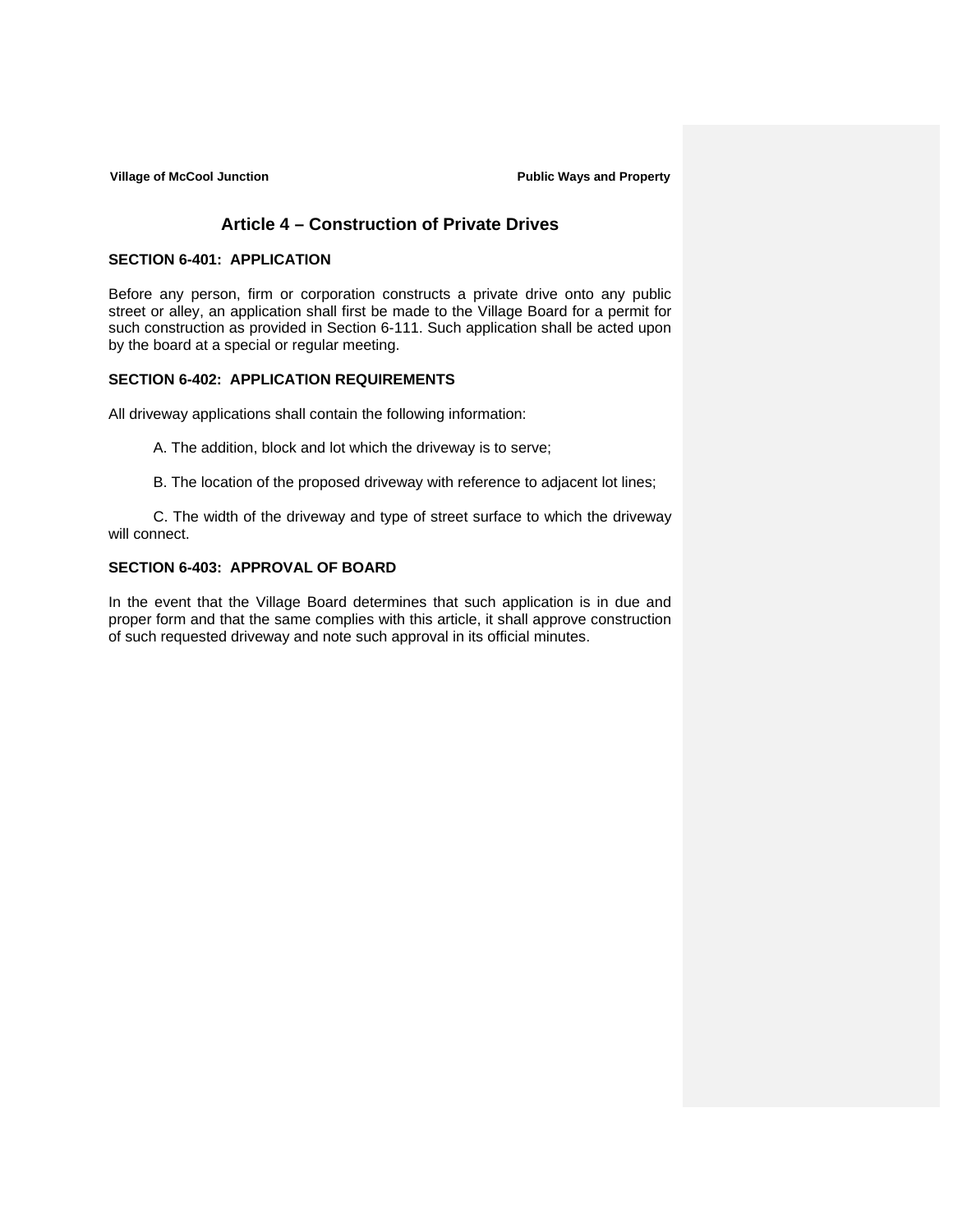# Article 4 – Construction of Private Drives

## SECTION 6-401: APPLICATION

Before any person, firm or corporation constructs a private drive onto any public street or alley, an application shall first be made to the Village Board for a permit for such construction as provided in Section 6-111. Such application shall be acted upon by the board at a special or regular meeting.

## SECTION 6-402: APPLICATION REQUIREMENTS

All driveway applications shall contain the following information:

A. The addition, block and lot which the driveway is to serve;

B. The location of the proposed driveway with reference to adjacent lot lines;

C. The width of the driveway and type of street surface to which the driveway will connect.

## SECTION 6-403: APPROVAL OF BOARD

In the event that the Village Board determines that such application is in due and proper form and that the same complies with this article, it shall approve construction of such requested driveway and note such approval in its official minutes.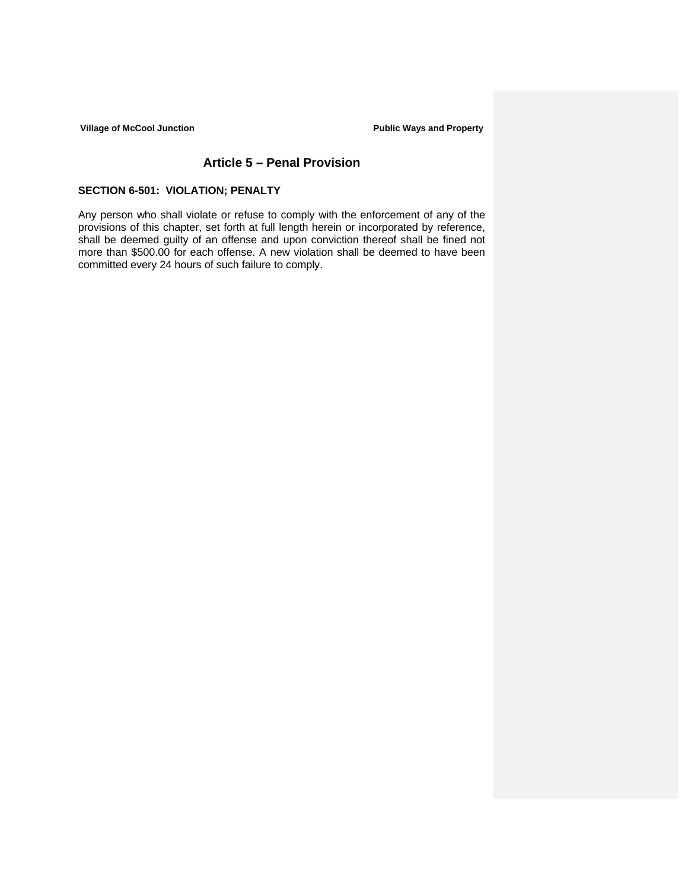## Article 5 – Penal Provision

### SECTION 6-501: VIOLATION; PENALTY

Any person who shall violate or refuse to comply with the enforcement of any of the provisions of this chapter, set forth at full length herein or incorporated by reference, shall be deemed guilty of an offense and upon conviction thereof shall be fined not more than $500.00 for each offense. A new violation shall be deemed to have been committed every 24 hours of such failure to comply.